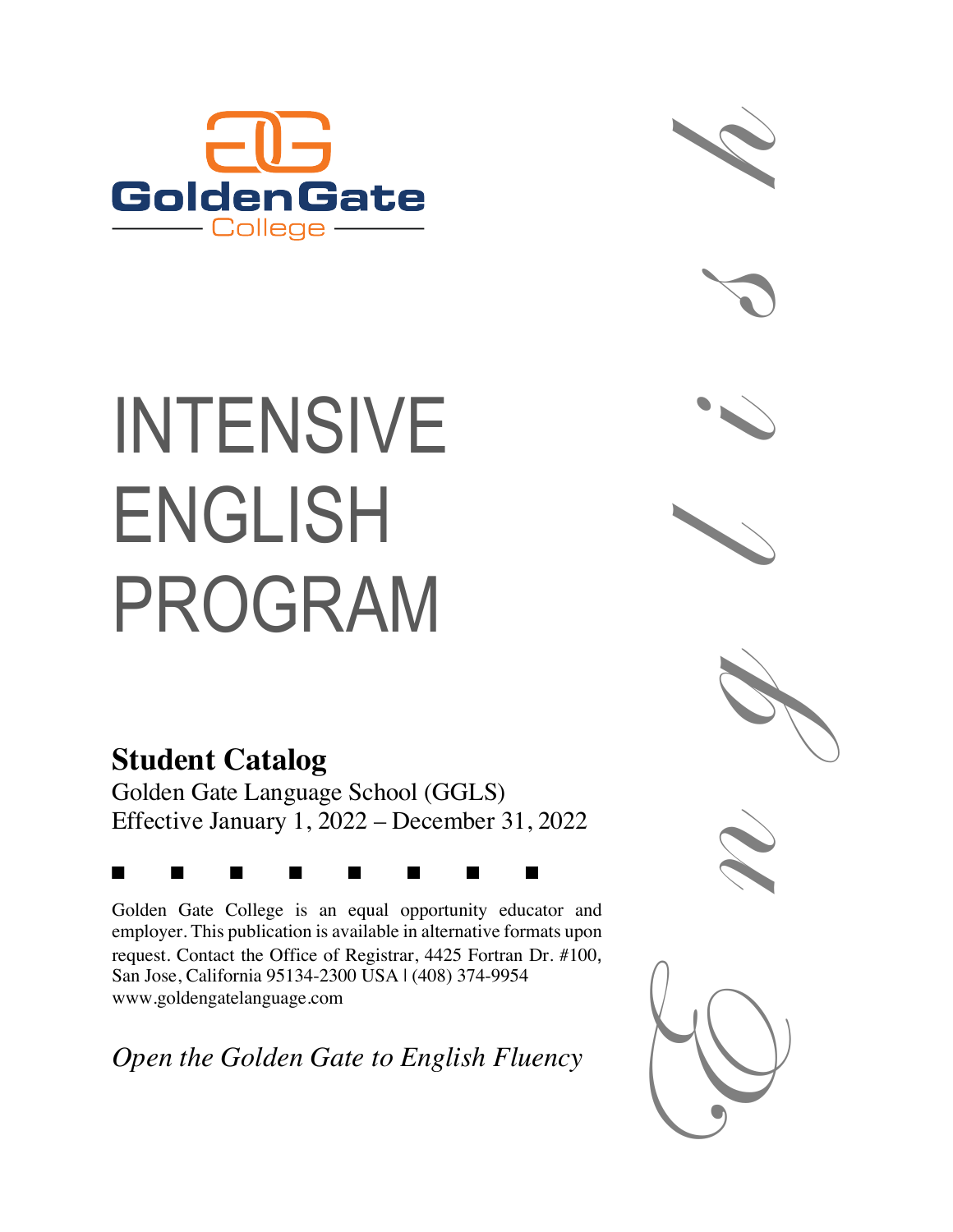Golden Gate College

# INTENSIVE ENGLISH PROGRAM

## Student Catalog

Golden Gate Language School (GGLS)
Effective January 1, 2022 – December 31, 2022

Golden Gate College is an equal opportunity educator and employer. This publication is available in alternative formats upon request. Contact the Office of Registrar, 4425 Fortran Dr. #100, San Jose, California 95134-2300 USA | (408) 374-9954
www.goldengatelanguage.com

*Open the Golden Gate to English Fluency*

English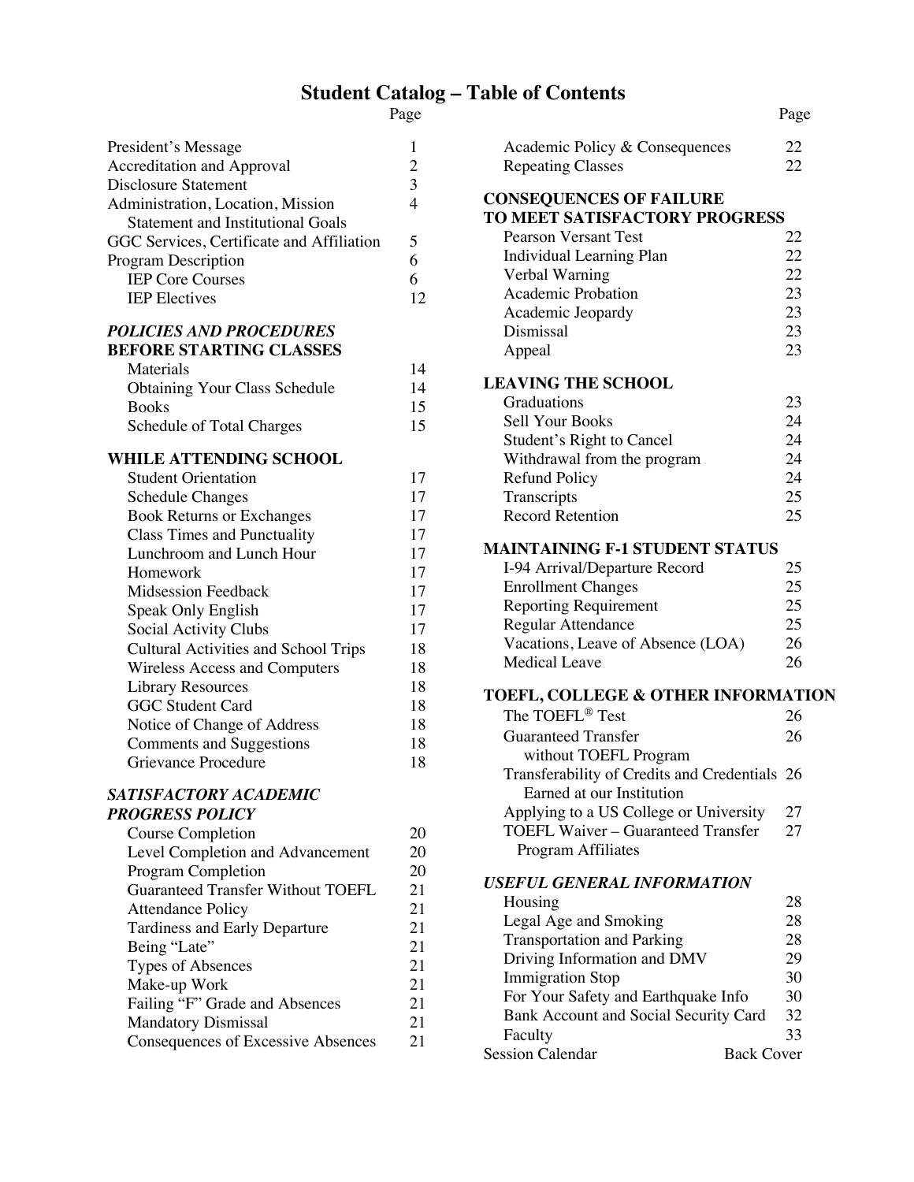# Student Catalog – Table of Contents

| | Page |
|---|---|
| President's Message | 1 |
| Accreditation and Approval | 2 |
| Disclosure Statement | 3 |
| Administration, Location, Mission Statement and Institutional Goals | 4 |
| GGC Services, Certificate and Affiliation | 5 |
| Program Description | 6 |
| IEP Core Courses | 6 |
| IEP Electives | 12 |
| ***POLICIES AND PROCEDURES*** | |
| **BEFORE STARTING CLASSES** | |
| Materials | 14 |
| Obtaining Your Class Schedule | 14 |
| Books | 15 |
| Schedule of Total Charges | 15 |
| **WHILE ATTENDING SCHOOL** | |
| Student Orientation | 17 |
| Schedule Changes | 17 |
| Book Returns or Exchanges | 17 |
| Class Times and Punctuality | 17 |
| Lunchroom and Lunch Hour | 17 |
| Homework | 17 |
| Midsession Feedback | 17 |
| Speak Only English | 17 |
| Social Activity Clubs | 17 |
| Cultural Activities and School Trips | 18 |
| Wireless Access and Computers | 18 |
| Library Resources | 18 |
| GGC Student Card | 18 |
| Notice of Change of Address | 18 |
| Comments and Suggestions | 18 |
| Grievance Procedure | 18 |
| ***SATISFACTORY ACADEMIC PROGRESS POLICY*** | |
| Course Completion | 20 |
| Level Completion and Advancement | 20 |
| Program Completion | 20 |
| Guaranteed Transfer Without TOEFL | 21 |
| Attendance Policy | 21 |
| Tardiness and Early Departure | 21 |
| Being "Late" | 21 |
| Types of Absences | 21 |
| Make-up Work | 21 |
| Failing "F" Grade and Absences | 21 |
| Mandatory Dismissal | 21 |
| Consequences of Excessive Absences | 21 |
| Academic Policy & Consequences | 22 |
| Repeating Classes | 22 |
| **CONSEQUENCES OF FAILURE TO MEET SATISFACTORY PROGRESS** | |
| Pearson Versant Test | 22 |
| Individual Learning Plan | 22 |
| Verbal Warning | 22 |
| Academic Probation | 23 |
| Academic Jeopardy | 23 |
| Dismissal | 23 |
| Appeal | 23 |
| **LEAVING THE SCHOOL** | |
| Graduations | 23 |
| Sell Your Books | 24 |
| Student's Right to Cancel | 24 |
| Withdrawal from the program | 24 |
| Refund Policy | 24 |
| Transcripts | 25 |
| Record Retention | 25 |
| **MAINTAINING F-1 STUDENT STATUS** | |
| I-94 Arrival/Departure Record | 25 |
| Enrollment Changes | 25 |
| Reporting Requirement | 25 |
| Regular Attendance | 25 |
| Vacations, Leave of Absence (LOA) | 26 |
| Medical Leave | 26 |
| **TOEFL, COLLEGE & OTHER INFORMATION** | |
| The TOEFL® Test | 26 |
| Guaranteed Transfer without TOEFL Program | 26 |
| Transferability of Credits and Credentials Earned at our Institution | 26 |
| Applying to a US College or University | 27 |
| TOEFL Waiver – Guaranteed Transfer Program Affiliates | 27 |
| ***USEFUL GENERAL INFORMATION*** | |
| Housing | 28 |
| Legal Age and Smoking | 28 |
| Transportation and Parking | 28 |
| Driving Information and DMV | 29 |
| Immigration Stop | 30 |
| For Your Safety and Earthquake Info | 30 |
| Bank Account and Social Security Card | 32 |
| Faculty | 33 |
| Session Calendar | Back Cover |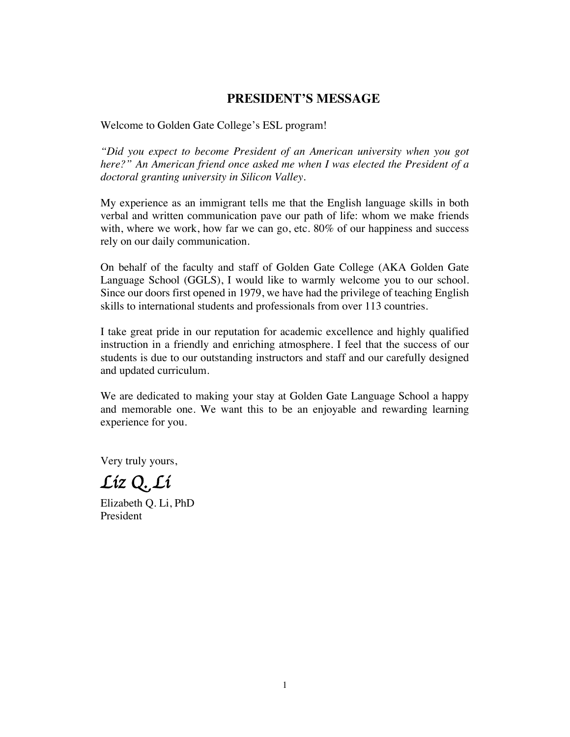## PRESIDENT'S MESSAGE

Welcome to Golden Gate College's ESL program!

*"Did you expect to become President of an American university when you got here?" An American friend once asked me when I was elected the President of a doctoral granting university in Silicon Valley.*

My experience as an immigrant tells me that the English language skills in both verbal and written communication pave our path of life: whom we make friends with, where we work, how far we can go, etc. 80% of our happiness and success rely on our daily communication.

On behalf of the faculty and staff of Golden Gate College (AKA Golden Gate Language School (GGLS), I would like to warmly welcome you to our school. Since our doors first opened in 1979, we have had the privilege of teaching English skills to international students and professionals from over 113 countries.

I take great pride in our reputation for academic excellence and highly qualified instruction in a friendly and enriching atmosphere. I feel that the success of our students is due to our outstanding instructors and staff and our carefully designed and updated curriculum.

We are dedicated to making your stay at Golden Gate Language School a happy and memorable one. We want this to be an enjoyable and rewarding learning experience for you.

Very truly yours,

*Liz Q. Li*

Elizabeth Q. Li, PhD
President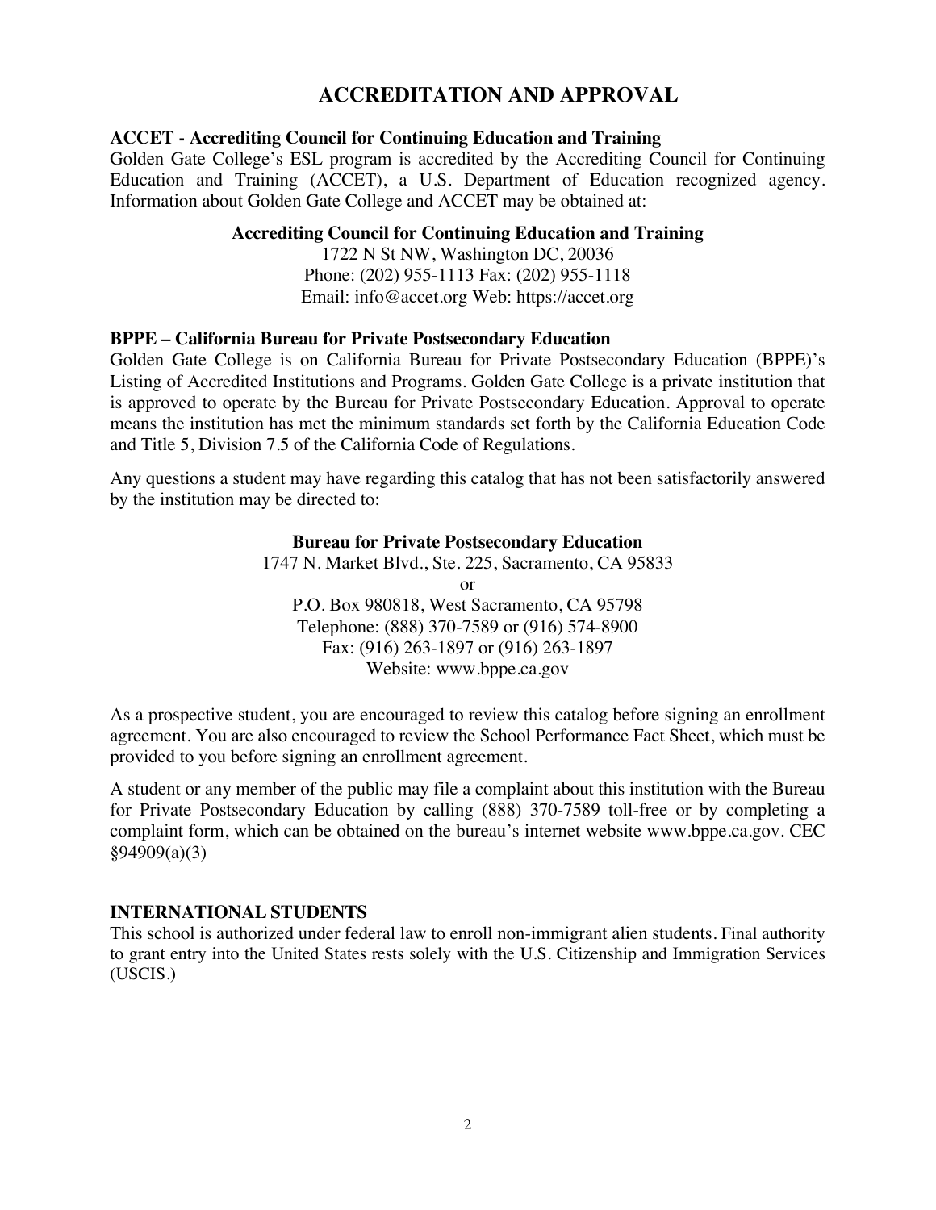# ACCREDITATION AND APPROVAL

**ACCET - Accrediting Council for Continuing Education and Training**

Golden Gate College's ESL program is accredited by the Accrediting Council for Continuing Education and Training (ACCET), a U.S. Department of Education recognized agency. Information about Golden Gate College and ACCET may be obtained at:

**Accrediting Council for Continuing Education and Training**
1722 N St NW, Washington DC, 20036
Phone: (202) 955-1113 Fax: (202) 955-1118
Email: info@accet.org Web: https://accet.org

**BPPE – California Bureau for Private Postsecondary Education**

Golden Gate College is on California Bureau for Private Postsecondary Education (BPPE)'s Listing of Accredited Institutions and Programs. Golden Gate College is a private institution that is approved to operate by the Bureau for Private Postsecondary Education. Approval to operate means the institution has met the minimum standards set forth by the California Education Code and Title 5, Division 7.5 of the California Code of Regulations.

Any questions a student may have regarding this catalog that has not been satisfactorily answered by the institution may be directed to:

**Bureau for Private Postsecondary Education**
1747 N. Market Blvd., Ste. 225, Sacramento, CA 95833
or
P.O. Box 980818, West Sacramento, CA 95798
Telephone: (888) 370-7589 or (916) 574-8900
Fax: (916) 263-1897 or (916) 263-1897
Website: www.bppe.ca.gov

As a prospective student, you are encouraged to review this catalog before signing an enrollment agreement. You are also encouraged to review the School Performance Fact Sheet, which must be provided to you before signing an enrollment agreement.

A student or any member of the public may file a complaint about this institution with the Bureau for Private Postsecondary Education by calling (888) 370-7589 toll-free or by completing a complaint form, which can be obtained on the bureau's internet website www.bppe.ca.gov. CEC §94909(a)(3)

**INTERNATIONAL STUDENTS**

This school is authorized under federal law to enroll non-immigrant alien students. Final authority to grant entry into the United States rests solely with the U.S. Citizenship and Immigration Services (USCIS.)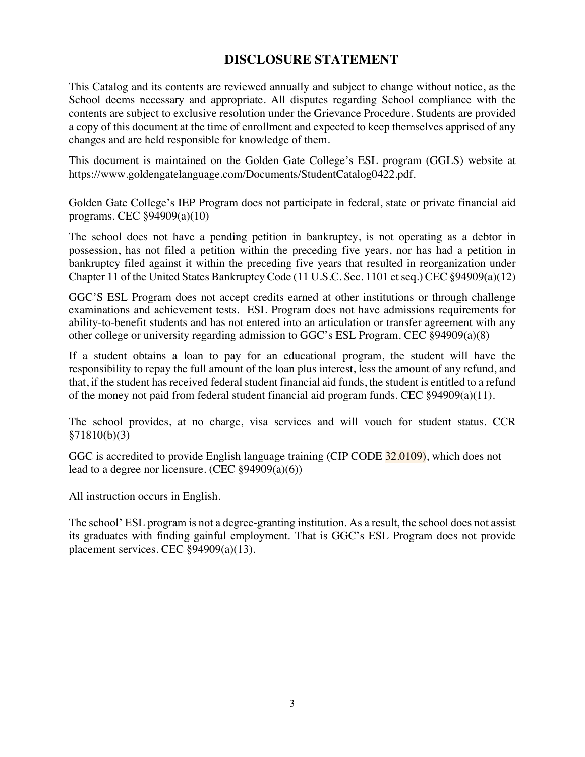## DISCLOSURE STATEMENT

This Catalog and its contents are reviewed annually and subject to change without notice, as the School deems necessary and appropriate. All disputes regarding School compliance with the contents are subject to exclusive resolution under the Grievance Procedure. Students are provided a copy of this document at the time of enrollment and expected to keep themselves apprised of any changes and are held responsible for knowledge of them.

This document is maintained on the Golden Gate College's ESL program (GGLS) website at https://www.goldengatelanguage.com/Documents/StudentCatalog0422.pdf.

Golden Gate College's IEP Program does not participate in federal, state or private financial aid programs. CEC §94909(a)(10)

The school does not have a pending petition in bankruptcy, is not operating as a debtor in possession, has not filed a petition within the preceding five years, nor has had a petition in bankruptcy filed against it within the preceding five years that resulted in reorganization under Chapter 11 of the United States Bankruptcy Code (11 U.S.C. Sec. 1101 et seq.) CEC §94909(a)(12)

GGC'S ESL Program does not accept credits earned at other institutions or through challenge examinations and achievement tests. ESL Program does not have admissions requirements for ability-to-benefit students and has not entered into an articulation or transfer agreement with any other college or university regarding admission to GGC's ESL Program. CEC §94909(a)(8)

If a student obtains a loan to pay for an educational program, the student will have the responsibility to repay the full amount of the loan plus interest, less the amount of any refund, and that, if the student has received federal student financial aid funds, the student is entitled to a refund of the money not paid from federal student financial aid program funds. CEC §94909(a)(11).

The school provides, at no charge, visa services and will vouch for student status. CCR §71810(b)(3)

GGC is accredited to provide English language training (CIP CODE 32.0109), which does not lead to a degree nor licensure. (CEC §94909(a)(6))

All instruction occurs in English.

The school' ESL program is not a degree-granting institution. As a result, the school does not assist its graduates with finding gainful employment. That is GGC's ESL Program does not provide placement services. CEC §94909(a)(13).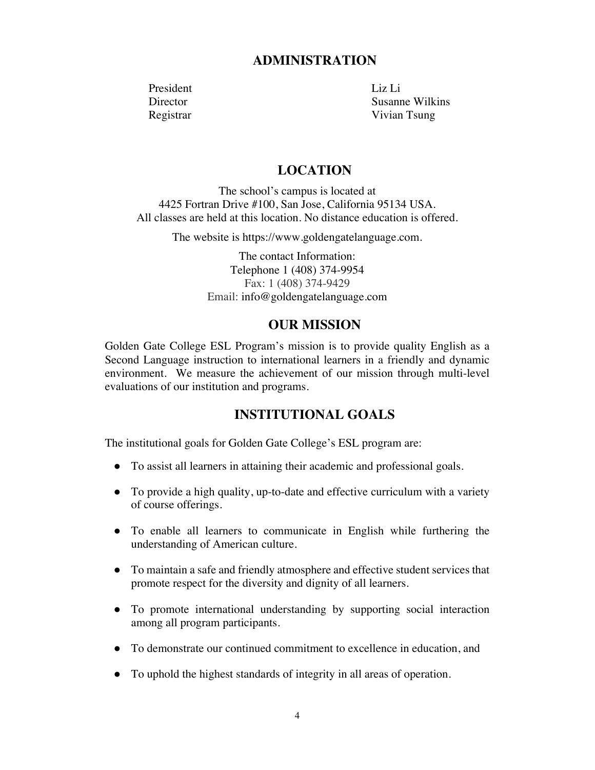## ADMINISTRATION

| | |
|---|---|
| President | Liz Li |
| Director | Susanne Wilkins |
| Registrar | Vivian Tsung |

## LOCATION

The school's campus is located at
4425 Fortran Drive #100, San Jose, California 95134 USA.
All classes are held at this location. No distance education is offered.

The website is https://www.goldengatelanguage.com.

The contact Information:
Telephone 1 (408) 374-9954
Fax: 1 (408) 374-9429
Email: info@goldengatelanguage.com

## OUR MISSION

Golden Gate College ESL Program's mission is to provide quality English as a Second Language instruction to international learners in a friendly and dynamic environment. We measure the achievement of our mission through multi-level evaluations of our institution and programs.

## INSTITUTIONAL GOALS

The institutional goals for Golden Gate College's ESL program are:

- To assist all learners in attaining their academic and professional goals.
- To provide a high quality, up-to-date and effective curriculum with a variety of course offerings.
- To enable all learners to communicate in English while furthering the understanding of American culture.
- To maintain a safe and friendly atmosphere and effective student services that promote respect for the diversity and dignity of all learners.
- To promote international understanding by supporting social interaction among all program participants.
- To demonstrate our continued commitment to excellence in education, and
- To uphold the highest standards of integrity in all areas of operation.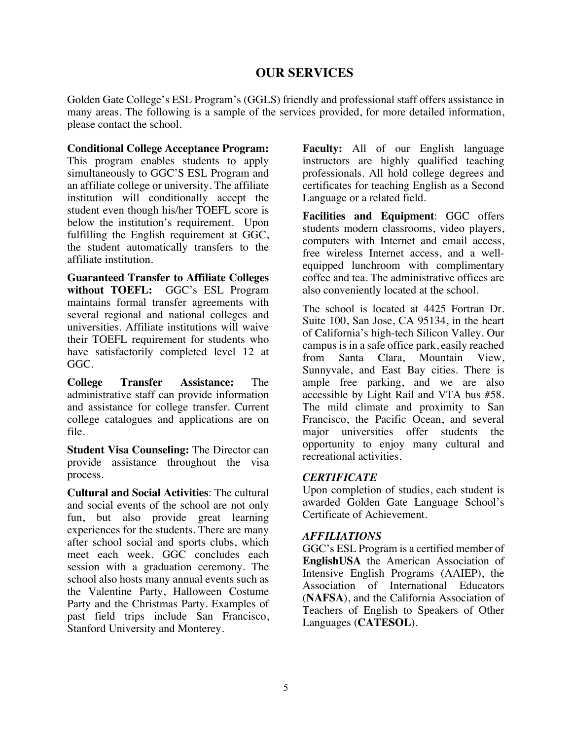# OUR SERVICES

Golden Gate College's ESL Program's (GGLS) friendly and professional staff offers assistance in many areas. The following is a sample of the services provided, for more detailed information, please contact the school.

**Conditional College Acceptance Program:** This program enables students to apply simultaneously to GGC'S ESL Program and an affiliate college or university. The affiliate institution will conditionally accept the student even though his/her TOEFL score is below the institution's requirement. Upon fulfilling the English requirement at GGC, the student automatically transfers to the affiliate institution.

**Guaranteed Transfer to Affiliate Colleges without TOEFL:** GGC's ESL Program maintains formal transfer agreements with several regional and national colleges and universities. Affiliate institutions will waive their TOEFL requirement for students who have satisfactorily completed level 12 at GGC.

**College Transfer Assistance:** The administrative staff can provide information and assistance for college transfer. Current college catalogues and applications are on file.

**Student Visa Counseling:** The Director can provide assistance throughout the visa process.

**Cultural and Social Activities**: The cultural and social events of the school are not only fun, but also provide great learning experiences for the students. There are many after school social and sports clubs, which meet each week. GGC concludes each session with a graduation ceremony. The school also hosts many annual events such as the Valentine Party, Halloween Costume Party and the Christmas Party. Examples of past field trips include San Francisco, Stanford University and Monterey.

**Faculty:** All of our English language instructors are highly qualified teaching professionals. All hold college degrees and certificates for teaching English as a Second Language or a related field.

**Facilities and Equipment**: GGC offers students modern classrooms, video players, computers with Internet and email access, free wireless Internet access, and a well-equipped lunchroom with complimentary coffee and tea. The administrative offices are also conveniently located at the school.

The school is located at 4425 Fortran Dr. Suite 100, San Jose, CA 95134, in the heart of California's high-tech Silicon Valley. Our campus is in a safe office park, easily reached from Santa Clara, Mountain View, Sunnyvale, and East Bay cities. There is ample free parking, and we are also accessible by Light Rail and VTA bus #58. The mild climate and proximity to San Francisco, the Pacific Ocean, and several major universities offer students the opportunity to enjoy many cultural and recreational activities.

### *CERTIFICATE*

Upon completion of studies, each student is awarded Golden Gate Language School's Certificate of Achievement.

### *AFFILIATIONS*

GGC's ESL Program is a certified member of **EnglishUSA** the American Association of Intensive English Programs (AAIEP), the Association of International Educators (**NAFSA**), and the California Association of Teachers of English to Speakers of Other Languages (**CATESOL**).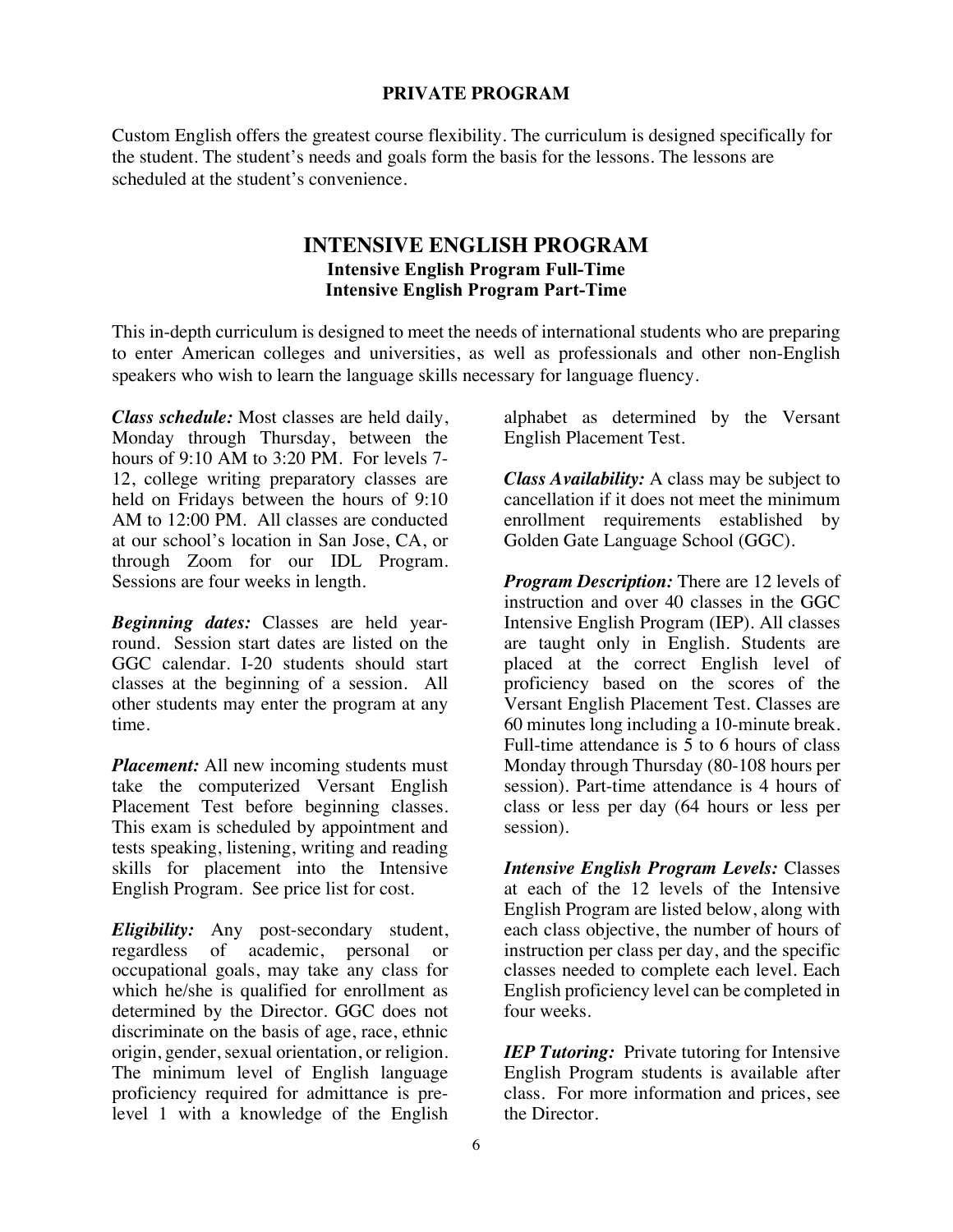## PRIVATE PROGRAM

Custom English offers the greatest course flexibility. The curriculum is designed specifically for the student. The student's needs and goals form the basis for the lessons. The lessons are scheduled at the student's convenience.

# INTENSIVE ENGLISH PROGRAM

### Intensive English Program Full-Time
### Intensive English Program Part-Time

This in-depth curriculum is designed to meet the needs of international students who are preparing to enter American colleges and universities, as well as professionals and other non-English speakers who wish to learn the language skills necessary for language fluency.

***Class schedule:*** Most classes are held daily, Monday through Thursday, between the hours of 9:10 AM to 3:20 PM. For levels 7-12, college writing preparatory classes are held on Fridays between the hours of 9:10 AM to 12:00 PM. All classes are conducted at our school's location in San Jose, CA, or through Zoom for our IDL Program. Sessions are four weeks in length.

***Beginning dates:*** Classes are held year-round. Session start dates are listed on the GGC calendar. I-20 students should start classes at the beginning of a session. All other students may enter the program at any time.

***Placement:*** All new incoming students must take the computerized Versant English Placement Test before beginning classes. This exam is scheduled by appointment and tests speaking, listening, writing and reading skills for placement into the Intensive English Program. See price list for cost.

***Eligibility:*** Any post-secondary student, regardless of academic, personal or occupational goals, may take any class for which he/she is qualified for enrollment as determined by the Director. GGC does not discriminate on the basis of age, race, ethnic origin, gender, sexual orientation, or religion. The minimum level of English language proficiency required for admittance is pre-level 1 with a knowledge of the English alphabet as determined by the Versant English Placement Test.

***Class Availability:*** A class may be subject to cancellation if it does not meet the minimum enrollment requirements established by Golden Gate Language School (GGC).

***Program Description:*** There are 12 levels of instruction and over 40 classes in the GGC Intensive English Program (IEP). All classes are taught only in English. Students are placed at the correct English level of proficiency based on the scores of the Versant English Placement Test. Classes are 60 minutes long including a 10-minute break. Full-time attendance is 5 to 6 hours of class Monday through Thursday (80-108 hours per session). Part-time attendance is 4 hours of class or less per day (64 hours or less per session).

***Intensive English Program Levels:*** Classes at each of the 12 levels of the Intensive English Program are listed below, along with each class objective, the number of hours of instruction per class per day, and the specific classes needed to complete each level. Each English proficiency level can be completed in four weeks.

***IEP Tutoring:*** Private tutoring for Intensive English Program students is available after class. For more information and prices, see the Director.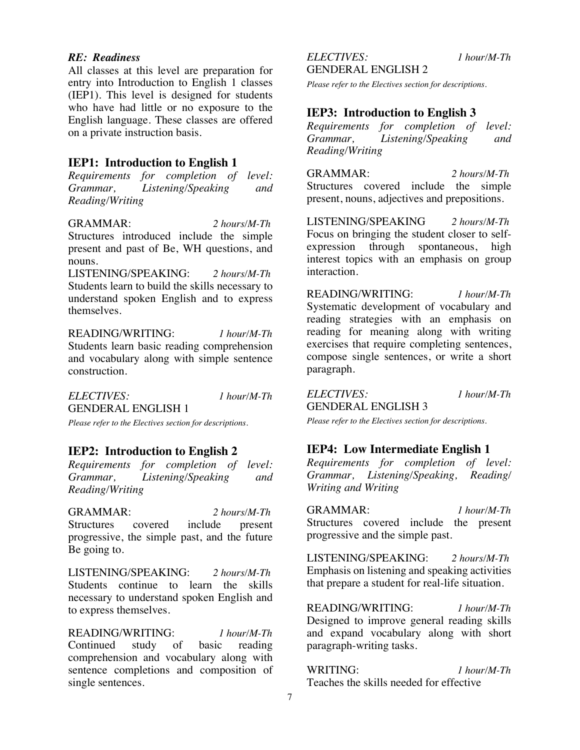*RE: Readiness*

All classes at this level are preparation for entry into Introduction to English 1 classes (IEP1). This level is designed for students who have had little or no exposure to the English language. These classes are offered on a private instruction basis.

## IEP1: Introduction to English 1

*Requirements for completion of level: Grammar, Listening/Speaking and Reading/Writing*

GRAMMAR: *2 hours/M-Th*
Structures introduced include the simple present and past of Be, WH questions, and nouns.

LISTENING/SPEAKING: *2 hours/M-Th*
Students learn to build the skills necessary to understand spoken English and to express themselves.

READING/WRITING: *1 hour/M-Th*
Students learn basic reading comprehension and vocabulary along with simple sentence construction.

*ELECTIVES:* *1 hour/M-Th*
GENDERAL ENGLISH 1

*Please refer to the Electives section for descriptions.*

## IEP2: Introduction to English 2

*Requirements for completion of level: Grammar, Listening/Speaking and Reading/Writing*

GRAMMAR: *2 hours/M-Th*
Structures covered include present progressive, the simple past, and the future Be going to.

LISTENING/SPEAKING: *2 hours/M-Th*
Students continue to learn the skills necessary to understand spoken English and to express themselves.

READING/WRITING: *1 hour/M-Th*
Continued study of basic reading comprehension and vocabulary along with sentence completions and composition of single sentences.

*ELECTIVES:* *1 hour/M-Th*
GENDERAL ENGLISH 2

*Please refer to the Electives section for descriptions.*

## IEP3: Introduction to English 3

*Requirements for completion of level: Grammar, Listening/Speaking and Reading/Writing*

GRAMMAR: *2 hours/M-Th*
Structures covered include the simple present, nouns, adjectives and prepositions.

LISTENING/SPEAKING *2 hours/M-Th*
Focus on bringing the student closer to self-expression through spontaneous, high interest topics with an emphasis on group interaction.

READING/WRITING: *1 hour/M-Th*
Systematic development of vocabulary and reading strategies with an emphasis on reading for meaning along with writing exercises that require completing sentences, compose single sentences, or write a short paragraph.

*ELECTIVES:* *1 hour/M-Th*
GENDERAL ENGLISH 3

*Please refer to the Electives section for descriptions.*

## IEP4: Low Intermediate English 1

*Requirements for completion of level: Grammar, Listening/Speaking, Reading/ Writing and Writing*

GRAMMAR: *1 hour/M-Th*
Structures covered include the present progressive and the simple past.

LISTENING/SPEAKING: *2 hours/M-Th*
Emphasis on listening and speaking activities that prepare a student for real-life situation.

READING/WRITING: *1 hour/M-Th*
Designed to improve general reading skills and expand vocabulary along with short paragraph-writing tasks.

WRITING: *1 hour/M-Th*
Teaches the skills needed for effective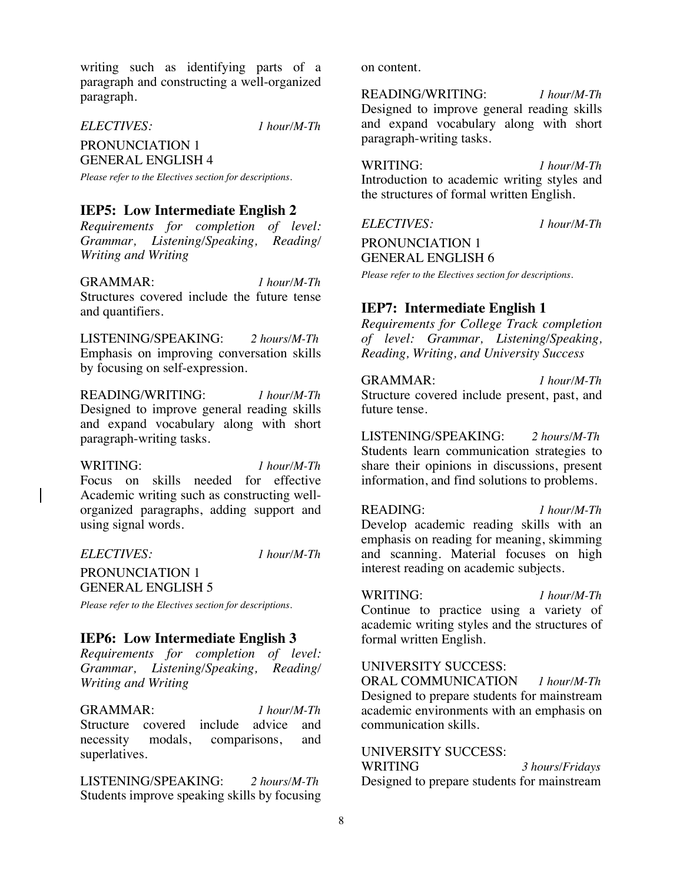writing such as identifying parts of a paragraph and constructing a well-organized paragraph.

*ELECTIVES:* *1 hour/M-Th*

PRONUNCIATION 1
GENERAL ENGLISH 4

*Please refer to the Electives section for descriptions.*

## IEP5: Low Intermediate English 2

*Requirements for completion of level: Grammar, Listening/Speaking, Reading/ Writing and Writing*

GRAMMAR: *1 hour/M-Th*
Structures covered include the future tense and quantifiers.

LISTENING/SPEAKING: *2 hours/M-Th*
Emphasis on improving conversation skills by focusing on self-expression.

READING/WRITING: *1 hour/M-Th*
Designed to improve general reading skills and expand vocabulary along with short paragraph-writing tasks.

WRITING: *1 hour/M-Th*
Focus on skills needed for effective Academic writing such as constructing well-organized paragraphs, adding support and using signal words.

*ELECTIVES:* *1 hour/M-Th*

PRONUNCIATION 1
GENERAL ENGLISH 5

*Please refer to the Electives section for descriptions.*

## IEP6: Low Intermediate English 3

*Requirements for completion of level: Grammar, Listening/Speaking, Reading/ Writing and Writing*

GRAMMAR: *1 hour/M-Th*
Structure covered include advice and necessity modals, comparisons, and superlatives.

LISTENING/SPEAKING: *2 hours/M-Th*
Students improve speaking skills by focusing on content.

READING/WRITING: *1 hour/M-Th*
Designed to improve general reading skills and expand vocabulary along with short paragraph-writing tasks.

WRITING: *1 hour/M-Th*
Introduction to academic writing styles and the structures of formal written English.

*ELECTIVES:* *1 hour/M-Th*

PRONUNCIATION 1
GENERAL ENGLISH 6

*Please refer to the Electives section for descriptions.*

## IEP7: Intermediate English 1

*Requirements for College Track completion of level: Grammar, Listening/Speaking, Reading, Writing, and University Success*

GRAMMAR: *1 hour/M-Th*
Structure covered include present, past, and future tense.

LISTENING/SPEAKING: *2 hours/M-Th*
Students learn communication strategies to share their opinions in discussions, present information, and find solutions to problems.

READING: *1 hour/M-Th*
Develop academic reading skills with an emphasis on reading for meaning, skimming and scanning. Material focuses on high interest reading on academic subjects.

WRITING: *1 hour/M-Th*
Continue to practice using a variety of academic writing styles and the structures of formal written English.

UNIVERSITY SUCCESS:
ORAL COMMUNICATION *1 hour/M-Th*
Designed to prepare students for mainstream academic environments with an emphasis on communication skills.

UNIVERSITY SUCCESS:
WRITING *3 hours/Fridays*
Designed to prepare students for mainstream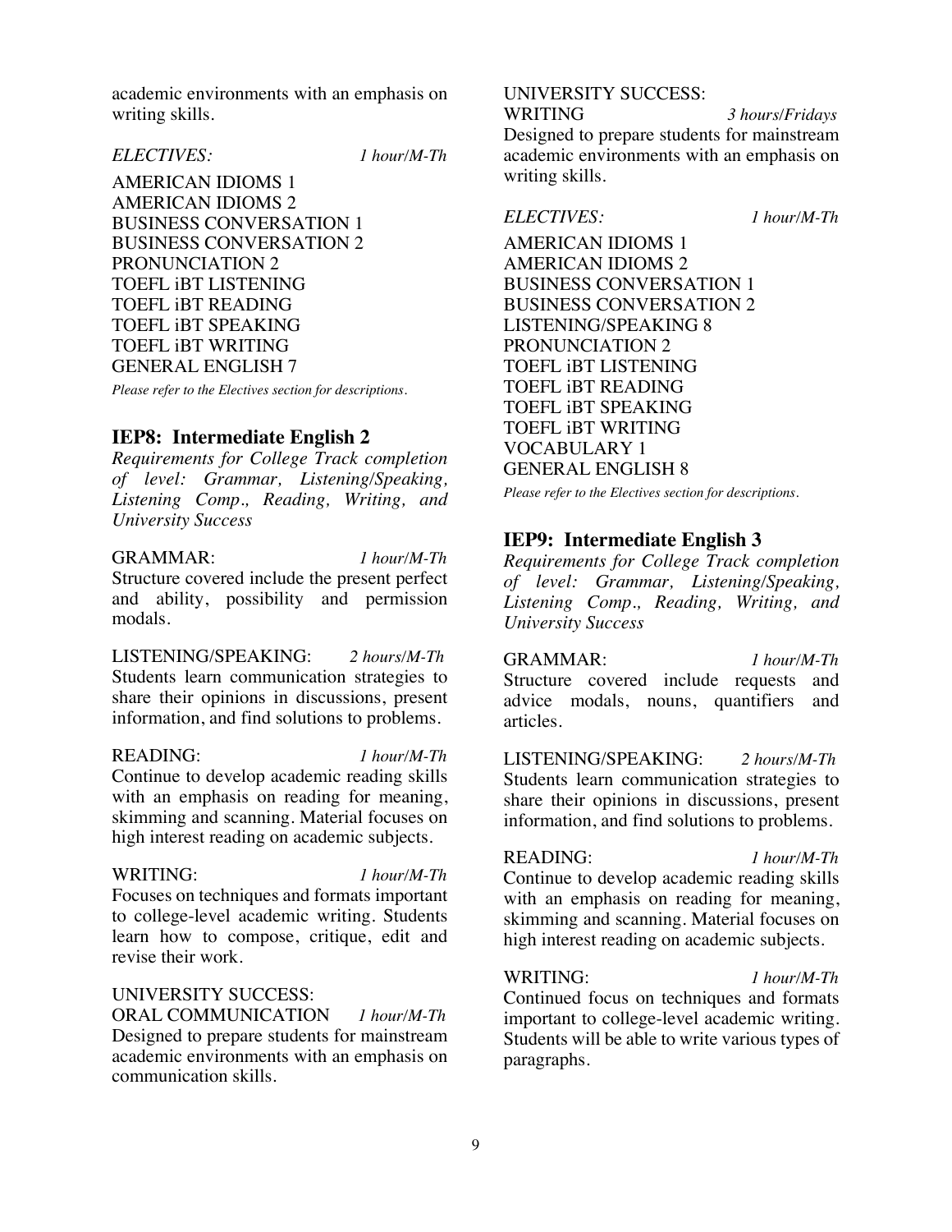academic environments with an emphasis on writing skills.

*ELECTIVES:* *1 hour/M-Th*

AMERICAN IDIOMS 1
AMERICAN IDIOMS 2
BUSINESS CONVERSATION 1
BUSINESS CONVERSATION 2
PRONUNCIATION 2
TOEFL iBT LISTENING
TOEFL iBT READING
TOEFL iBT SPEAKING
TOEFL iBT WRITING
GENERAL ENGLISH 7

*Please refer to the Electives section for descriptions.*

## IEP8: Intermediate English 2

*Requirements for College Track completion of level: Grammar, Listening/Speaking, Listening Comp., Reading, Writing, and University Success*

GRAMMAR: *1 hour/M-Th*
Structure covered include the present perfect and ability, possibility and permission modals.

LISTENING/SPEAKING: *2 hours/M-Th*
Students learn communication strategies to share their opinions in discussions, present information, and find solutions to problems.

READING: *1 hour/M-Th*
Continue to develop academic reading skills with an emphasis on reading for meaning, skimming and scanning. Material focuses on high interest reading on academic subjects.

WRITING: *1 hour/M-Th*
Focuses on techniques and formats important to college-level academic writing. Students learn how to compose, critique, edit and revise their work.

UNIVERSITY SUCCESS:
ORAL COMMUNICATION *1 hour/M-Th*
Designed to prepare students for mainstream academic environments with an emphasis on communication skills.

UNIVERSITY SUCCESS:
WRITING *3 hours/Fridays*
Designed to prepare students for mainstream academic environments with an emphasis on writing skills.

*ELECTIVES:* *1 hour/M-Th*

AMERICAN IDIOMS 1
AMERICAN IDIOMS 2
BUSINESS CONVERSATION 1
BUSINESS CONVERSATION 2
LISTENING/SPEAKING 8
PRONUNCIATION 2
TOEFL iBT LISTENING
TOEFL iBT READING
TOEFL iBT SPEAKING
TOEFL iBT WRITING
VOCABULARY 1
GENERAL ENGLISH 8

*Please refer to the Electives section for descriptions.*

## IEP9: Intermediate English 3

*Requirements for College Track completion of level: Grammar, Listening/Speaking, Listening Comp., Reading, Writing, and University Success*

GRAMMAR: *1 hour/M-Th*
Structure covered include requests and advice modals, nouns, quantifiers and articles.

LISTENING/SPEAKING: *2 hours/M-Th*
Students learn communication strategies to share their opinions in discussions, present information, and find solutions to problems.

READING: *1 hour/M-Th*
Continue to develop academic reading skills with an emphasis on reading for meaning, skimming and scanning. Material focuses on high interest reading on academic subjects.

WRITING: *1 hour/M-Th*
Continued focus on techniques and formats important to college-level academic writing. Students will be able to write various types of paragraphs.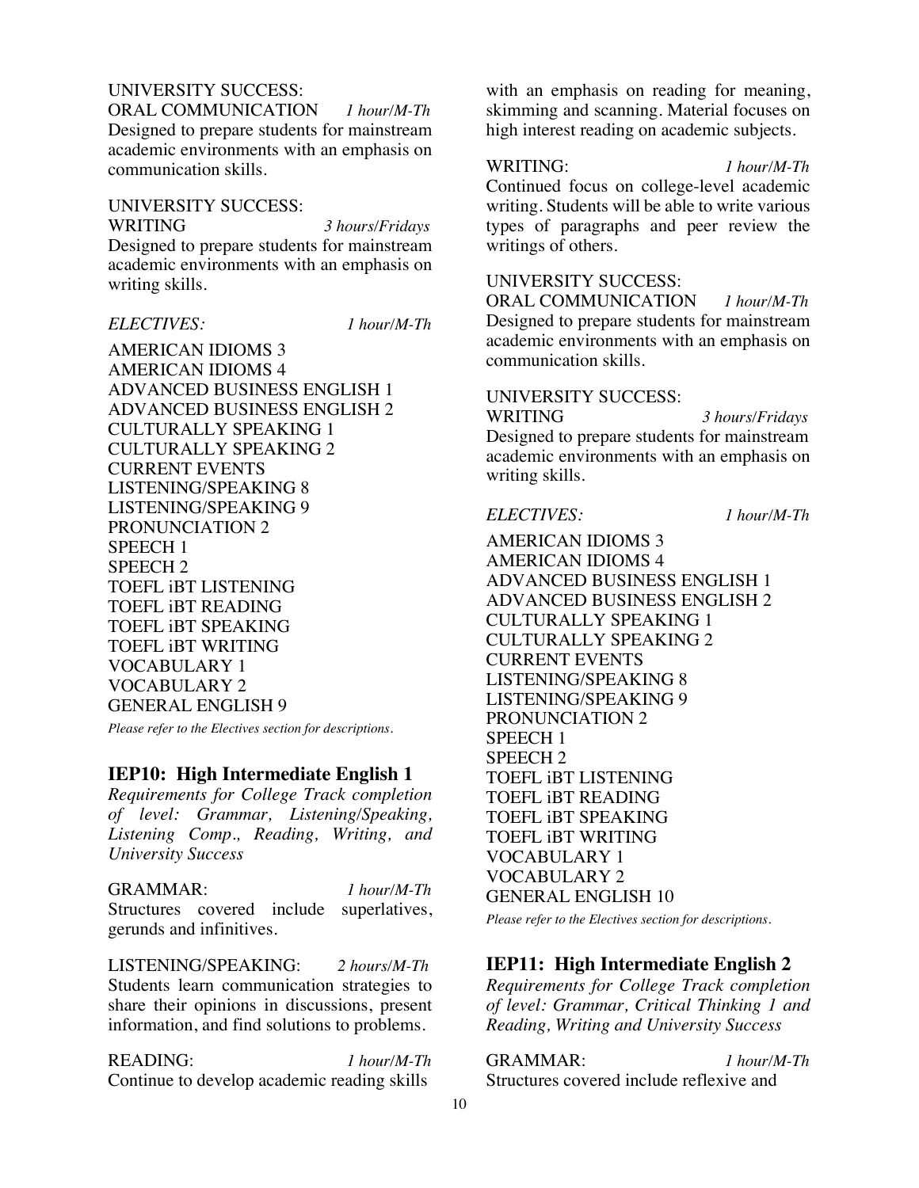UNIVERSITY SUCCESS:
ORAL COMMUNICATION *1 hour/M-Th*
Designed to prepare students for mainstream academic environments with an emphasis on communication skills.

UNIVERSITY SUCCESS:
WRITING *3 hours/Fridays*
Designed to prepare students for mainstream academic environments with an emphasis on writing skills.

*ELECTIVES:* *1 hour/M-Th*

AMERICAN IDIOMS 3
AMERICAN IDIOMS 4
ADVANCED BUSINESS ENGLISH 1
ADVANCED BUSINESS ENGLISH 2
CULTURALLY SPEAKING 1
CULTURALLY SPEAKING 2
CURRENT EVENTS
LISTENING/SPEAKING 8
LISTENING/SPEAKING 9
PRONUNCIATION 2
SPEECH 1
SPEECH 2
TOEFL iBT LISTENING
TOEFL iBT READING
TOEFL iBT SPEAKING
TOEFL iBT WRITING
VOCABULARY 1
VOCABULARY 2
GENERAL ENGLISH 9

*Please refer to the Electives section for descriptions.*

## IEP10: High Intermediate English 1

*Requirements for College Track completion of level: Grammar, Listening/Speaking, Listening Comp., Reading, Writing, and University Success*

GRAMMAR: *1 hour/M-Th*
Structures covered include superlatives, gerunds and infinitives.

LISTENING/SPEAKING: *2 hours/M-Th*
Students learn communication strategies to share their opinions in discussions, present information, and find solutions to problems.

READING: *1 hour/M-Th*
Continue to develop academic reading skills with an emphasis on reading for meaning, skimming and scanning. Material focuses on high interest reading on academic subjects.

WRITING: *1 hour/M-Th*
Continued focus on college-level academic writing. Students will be able to write various types of paragraphs and peer review the writings of others.

UNIVERSITY SUCCESS:
ORAL COMMUNICATION *1 hour/M-Th*
Designed to prepare students for mainstream academic environments with an emphasis on communication skills.

UNIVERSITY SUCCESS:
WRITING *3 hours/Fridays*
Designed to prepare students for mainstream academic environments with an emphasis on writing skills.

*ELECTIVES:* *1 hour/M-Th*

AMERICAN IDIOMS 3
AMERICAN IDIOMS 4
ADVANCED BUSINESS ENGLISH 1
ADVANCED BUSINESS ENGLISH 2
CULTURALLY SPEAKING 1
CULTURALLY SPEAKING 2
CURRENT EVENTS
LISTENING/SPEAKING 8
LISTENING/SPEAKING 9
PRONUNCIATION 2
SPEECH 1
SPEECH 2
TOEFL iBT LISTENING
TOEFL iBT READING
TOEFL iBT SPEAKING
TOEFL iBT WRITING
VOCABULARY 1
VOCABULARY 2
GENERAL ENGLISH 10

*Please refer to the Electives section for descriptions.*

## IEP11: High Intermediate English 2

*Requirements for College Track completion of level: Grammar, Critical Thinking 1 and Reading, Writing and University Success*

GRAMMAR: *1 hour/M-Th*
Structures covered include reflexive and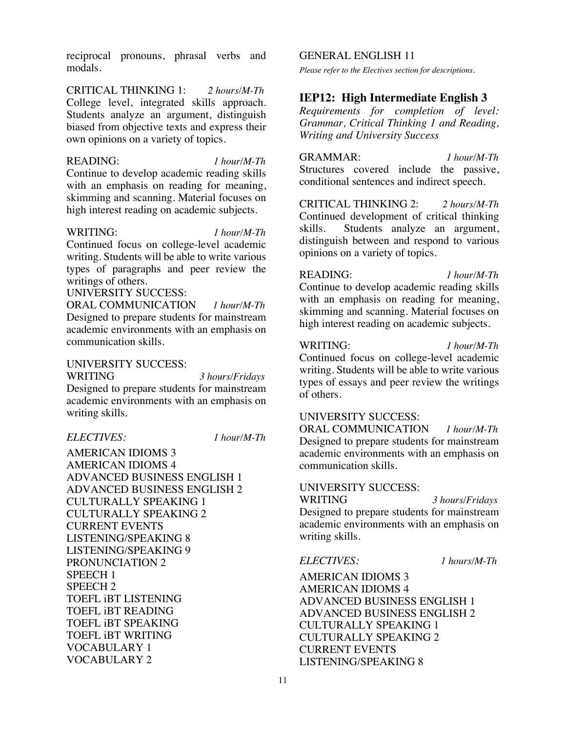reciprocal pronouns, phrasal verbs and modals.

CRITICAL THINKING 1: *2 hours/M-Th*
College level, integrated skills approach. Students analyze an argument, distinguish biased from objective texts and express their own opinions on a variety of topics.

READING: *1 hour/M-Th*
Continue to develop academic reading skills with an emphasis on reading for meaning, skimming and scanning. Material focuses on high interest reading on academic subjects.

WRITING: *1 hour/M-Th*
Continued focus on college-level academic writing. Students will be able to write various types of paragraphs and peer review the writings of others.

UNIVERSITY SUCCESS:
ORAL COMMUNICATION *1 hour/M-Th*
Designed to prepare students for mainstream academic environments with an emphasis on communication skills.

UNIVERSITY SUCCESS:
WRITING *3 hours/Fridays*
Designed to prepare students for mainstream academic environments with an emphasis on writing skills.

*ELECTIVES:* *1 hour/M-Th*

AMERICAN IDIOMS 3
AMERICAN IDIOMS 4
ADVANCED BUSINESS ENGLISH 1
ADVANCED BUSINESS ENGLISH 2
CULTURALLY SPEAKING 1
CULTURALLY SPEAKING 2
CURRENT EVENTS
LISTENING/SPEAKING 8
LISTENING/SPEAKING 9
PRONUNCIATION 2
SPEECH 1
SPEECH 2
TOEFL iBT LISTENING
TOEFL iBT READING
TOEFL iBT SPEAKING
TOEFL iBT WRITING
VOCABULARY 1
VOCABULARY 2

GENERAL ENGLISH 11
*Please refer to the Electives section for descriptions.*

## IEP12: High Intermediate English 3

*Requirements for completion of level: Grammar, Critical Thinking 1 and Reading, Writing and University Success*

GRAMMAR: *1 hour/M-Th*
Structures covered include the passive, conditional sentences and indirect speech.

CRITICAL THINKING 2: *2 hours/M-Th*
Continued development of critical thinking skills. Students analyze an argument, distinguish between and respond to various opinions on a variety of topics.

READING: *1 hour/M-Th*
Continue to develop academic reading skills with an emphasis on reading for meaning, skimming and scanning. Material focuses on high interest reading on academic subjects.

WRITING: *1 hour/M-Th*
Continued focus on college-level academic writing. Students will be able to write various types of essays and peer review the writings of others.

UNIVERSITY SUCCESS:
ORAL COMMUNICATION *1 hour/M-Th*
Designed to prepare students for mainstream academic environments with an emphasis on communication skills.

UNIVERSITY SUCCESS:
WRITING *3 hours/Fridays*
Designed to prepare students for mainstream academic environments with an emphasis on writing skills.

*ELECTIVES:* *1 hours/M-Th*

AMERICAN IDIOMS 3
AMERICAN IDIOMS 4
ADVANCED BUSINESS ENGLISH 1
ADVANCED BUSINESS ENGLISH 2
CULTURALLY SPEAKING 1
CULTURALLY SPEAKING 2
CURRENT EVENTS
LISTENING/SPEAKING 8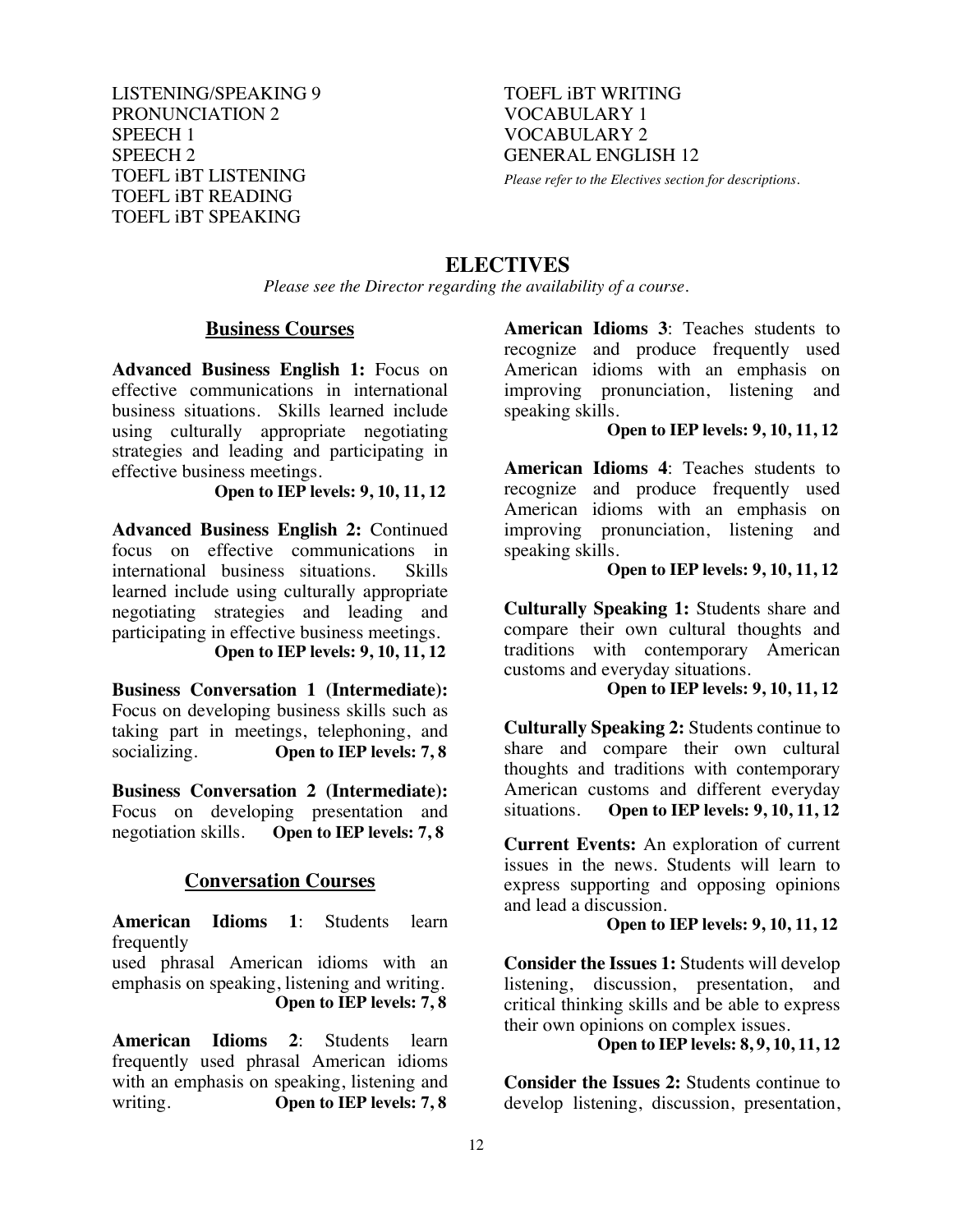LISTENING/SPEAKING 9
PRONUNCIATION 2
SPEECH 1
SPEECH 2
TOEFL iBT LISTENING
TOEFL iBT READING
TOEFL iBT SPEAKING
TOEFL iBT WRITING
VOCABULARY 1
VOCABULARY 2
GENERAL ENGLISH 12

*Please refer to the Electives section for descriptions.*

## ELECTIVES

*Please see the Director regarding the availability of a course.*

### Business Courses

**Advanced Business English 1:** Focus on effective communications in international business situations. Skills learned include using culturally appropriate negotiating strategies and leading and participating in effective business meetings.
**Open to IEP levels: 9, 10, 11, 12**

**Advanced Business English 2:** Continued focus on effective communications in international business situations. Skills learned include using culturally appropriate negotiating strategies and leading and participating in effective business meetings.
**Open to IEP levels: 9, 10, 11, 12**

**Business Conversation 1 (Intermediate):** Focus on developing business skills such as taking part in meetings, telephoning, and socializing. **Open to IEP levels: 7, 8**

**Business Conversation 2 (Intermediate):** Focus on developing presentation and negotiation skills. **Open to IEP levels: 7, 8**

### Conversation Courses

**American Idioms 1**: Students learn frequently used phrasal American idioms with an emphasis on speaking, listening and writing.
**Open to IEP levels: 7, 8**

**American Idioms 2**: Students learn frequently used phrasal American idioms with an emphasis on speaking, listening and writing. **Open to IEP levels: 7, 8**

**American Idioms 3**: Teaches students to recognize and produce frequently used American idioms with an emphasis on improving pronunciation, listening and speaking skills.
**Open to IEP levels: 9, 10, 11, 12**

**American Idioms 4**: Teaches students to recognize and produce frequently used American idioms with an emphasis on improving pronunciation, listening and speaking skills.
**Open to IEP levels: 9, 10, 11, 12**

**Culturally Speaking 1:** Students share and compare their own cultural thoughts and traditions with contemporary American customs and everyday situations.
**Open to IEP levels: 9, 10, 11, 12**

**Culturally Speaking 2:** Students continue to share and compare their own cultural thoughts and traditions with contemporary American customs and different everyday situations. **Open to IEP levels: 9, 10, 11, 12**

**Current Events:** An exploration of current issues in the news. Students will learn to express supporting and opposing opinions and lead a discussion.
**Open to IEP levels: 9, 10, 11, 12**

**Consider the Issues 1:** Students will develop listening, discussion, presentation, and critical thinking skills and be able to express their own opinions on complex issues.
**Open to IEP levels: 8, 9, 10, 11, 12**

**Consider the Issues 2:** Students continue to develop listening, discussion, presentation,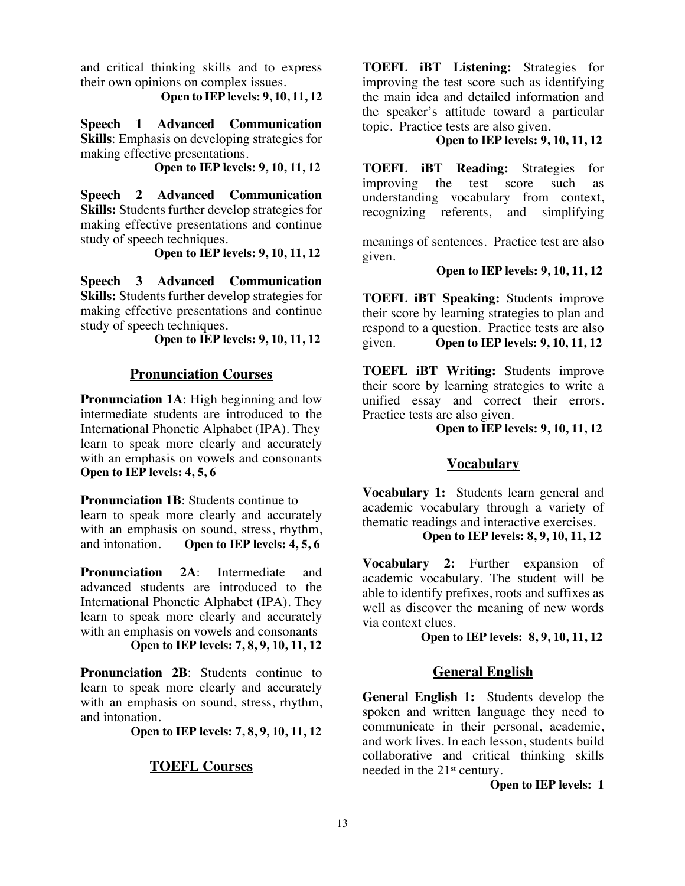and critical thinking skills and to express their own opinions on complex issues.

**Open to IEP levels: 9, 10, 11, 12**

**Speech 1 Advanced Communication Skills**: Emphasis on developing strategies for making effective presentations.

**Open to IEP levels: 9, 10, 11, 12**

**Speech 2 Advanced Communication Skills:** Students further develop strategies for making effective presentations and continue study of speech techniques.

**Open to IEP levels: 9, 10, 11, 12**

**Speech 3 Advanced Communication Skills:** Students further develop strategies for making effective presentations and continue study of speech techniques.

**Open to IEP levels: 9, 10, 11, 12**

## Pronunciation Courses

**Pronunciation 1A**: High beginning and low intermediate students are introduced to the International Phonetic Alphabet (IPA). They learn to speak more clearly and accurately with an emphasis on vowels and consonants
**Open to IEP levels: 4, 5, 6**

**Pronunciation 1B**: Students continue to learn to speak more clearly and accurately with an emphasis on sound, stress, rhythm, and intonation. **Open to IEP levels: 4, 5, 6**

**Pronunciation 2A**: Intermediate and advanced students are introduced to the International Phonetic Alphabet (IPA). They learn to speak more clearly and accurately with an emphasis on vowels and consonants

**Open to IEP levels: 7, 8, 9, 10, 11, 12**

**Pronunciation 2B**: Students continue to learn to speak more clearly and accurately with an emphasis on sound, stress, rhythm, and intonation.

**Open to IEP levels: 7, 8, 9, 10, 11, 12**

## TOEFL Courses

**TOEFL iBT Listening:** Strategies for improving the test score such as identifying the main idea and detailed information and the speaker's attitude toward a particular topic. Practice tests are also given.

**Open to IEP levels: 9, 10, 11, 12**

**TOEFL iBT Reading:** Strategies for improving the test score such as understanding vocabulary from context, recognizing referents, and simplifying meanings of sentences. Practice test are also given.

**Open to IEP levels: 9, 10, 11, 12**

**TOEFL iBT Speaking:** Students improve their score by learning strategies to plan and respond to a question. Practice tests are also given. **Open to IEP levels: 9, 10, 11, 12**

**TOEFL iBT Writing:** Students improve their score by learning strategies to write a unified essay and correct their errors. Practice tests are also given.

**Open to IEP levels: 9, 10, 11, 12**

## Vocabulary

**Vocabulary 1:** Students learn general and academic vocabulary through a variety of thematic readings and interactive exercises.

**Open to IEP levels: 8, 9, 10, 11, 12**

**Vocabulary 2:** Further expansion of academic vocabulary. The student will be able to identify prefixes, roots and suffixes as well as discover the meaning of new words via context clues.

**Open to IEP levels: 8, 9, 10, 11, 12**

## General English

**General English 1:** Students develop the spoken and written language they need to communicate in their personal, academic, and work lives. In each lesson, students build collaborative and critical thinking skills needed in the 21st century.

**Open to IEP levels: 1**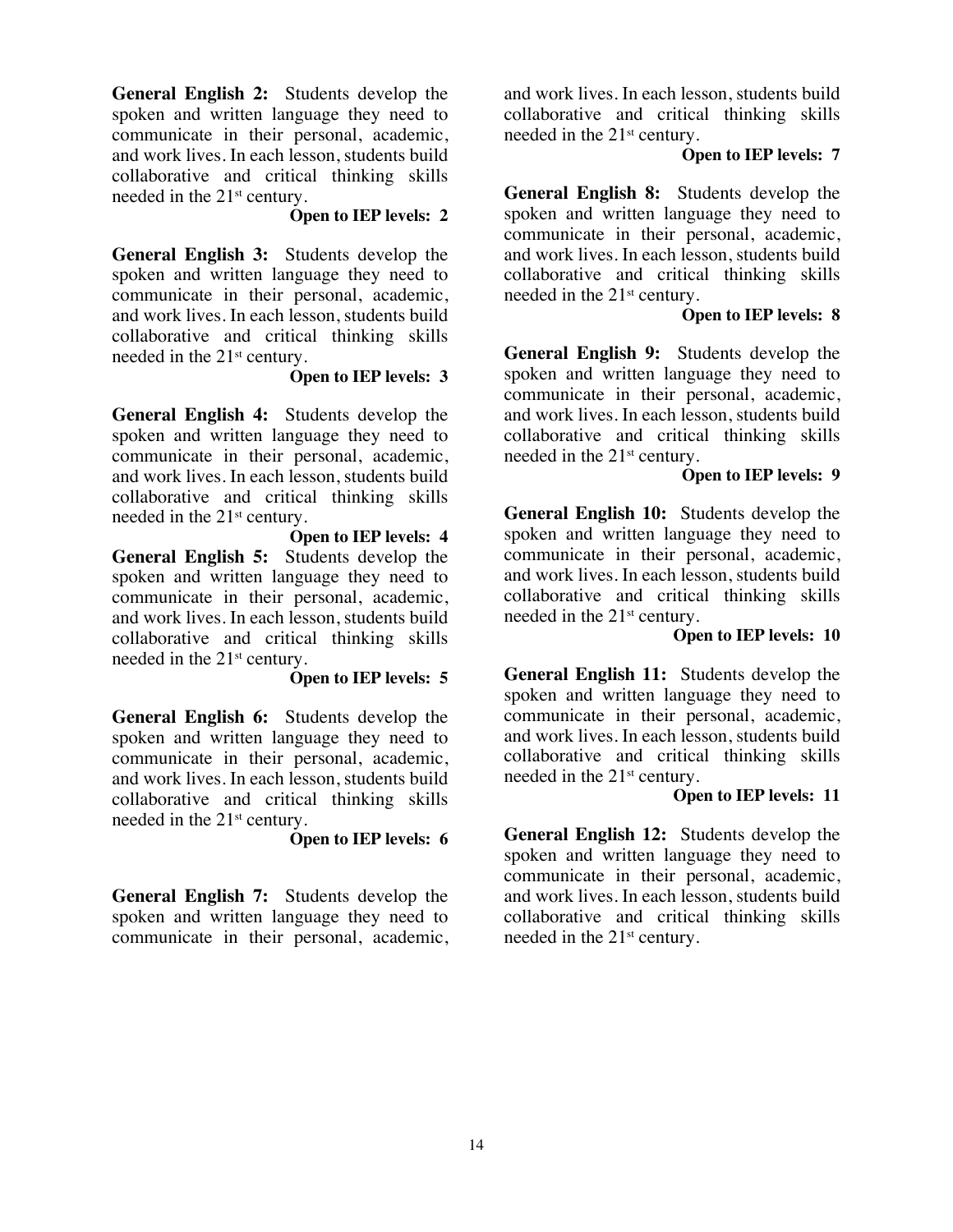**General English 2:** Students develop the spoken and written language they need to communicate in their personal, academic, and work lives. In each lesson, students build collaborative and critical thinking skills needed in the 21st century.

**Open to IEP levels: 2**

**General English 3:** Students develop the spoken and written language they need to communicate in their personal, academic, and work lives. In each lesson, students build collaborative and critical thinking skills needed in the 21st century.

**Open to IEP levels: 3**

**General English 4:** Students develop the spoken and written language they need to communicate in their personal, academic, and work lives. In each lesson, students build collaborative and critical thinking skills needed in the 21st century.

**Open to IEP levels: 4**

**General English 5:** Students develop the spoken and written language they need to communicate in their personal, academic, and work lives. In each lesson, students build collaborative and critical thinking skills needed in the 21st century.

**Open to IEP levels: 5**

**General English 6:** Students develop the spoken and written language they need to communicate in their personal, academic, and work lives. In each lesson, students build collaborative and critical thinking skills needed in the 21st century.

**Open to IEP levels: 6**

**General English 7:** Students develop the spoken and written language they need to communicate in their personal, academic, and work lives. In each lesson, students build collaborative and critical thinking skills needed in the 21st century.

**Open to IEP levels: 7**

**General English 8:** Students develop the spoken and written language they need to communicate in their personal, academic, and work lives. In each lesson, students build collaborative and critical thinking skills needed in the 21st century.

**Open to IEP levels: 8**

**General English 9:** Students develop the spoken and written language they need to communicate in their personal, academic, and work lives. In each lesson, students build collaborative and critical thinking skills needed in the 21st century.

**Open to IEP levels: 9**

**General English 10:** Students develop the spoken and written language they need to communicate in their personal, academic, and work lives. In each lesson, students build collaborative and critical thinking skills needed in the 21st century.

**Open to IEP levels: 10**

**General English 11:** Students develop the spoken and written language they need to communicate in their personal, academic, and work lives. In each lesson, students build collaborative and critical thinking skills needed in the 21st century.

**Open to IEP levels: 11**

**General English 12:** Students develop the spoken and written language they need to communicate in their personal, academic, and work lives. In each lesson, students build collaborative and critical thinking skills needed in the 21st century.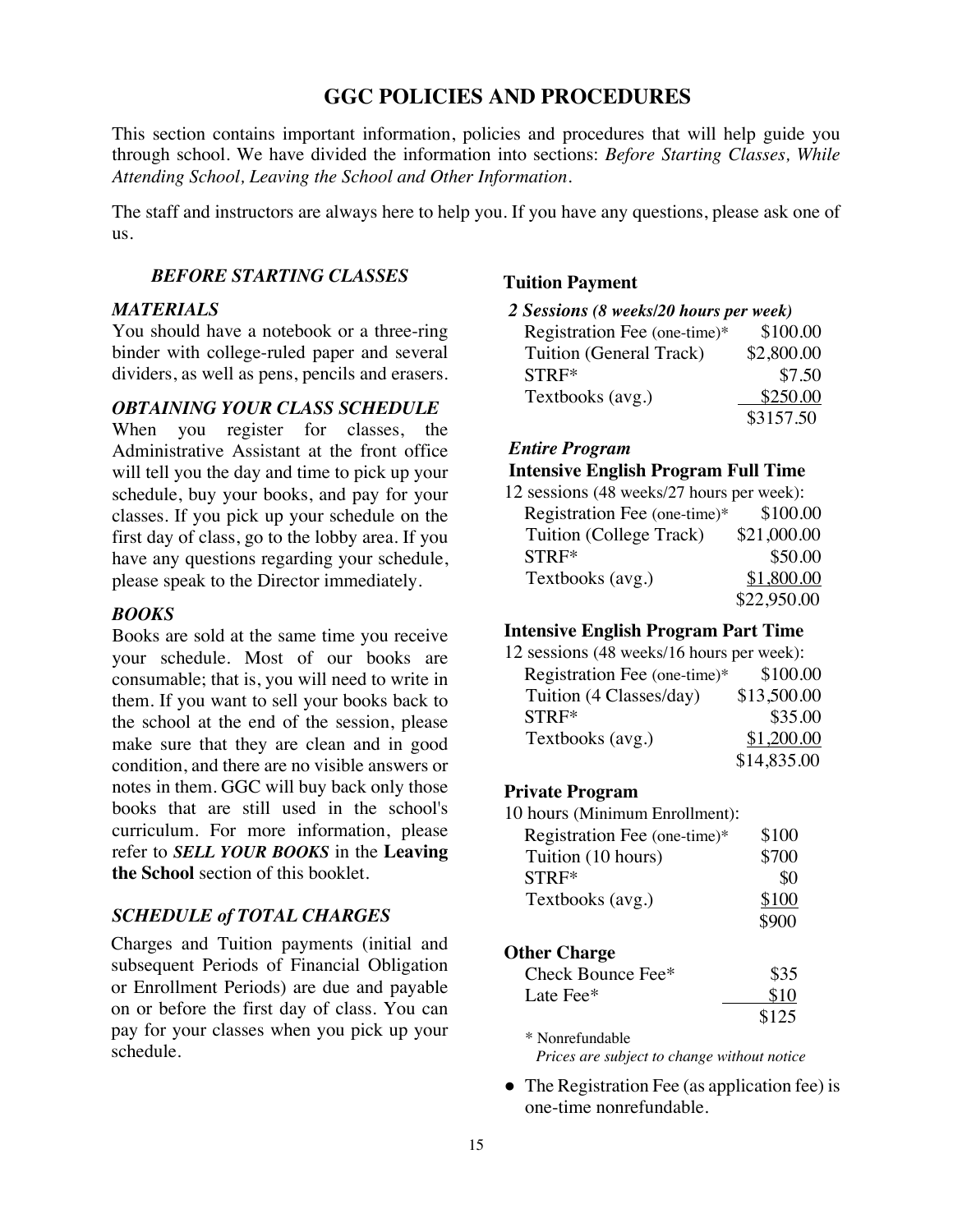# GGC POLICIES AND PROCEDURES

This section contains important information, policies and procedures that will help guide you through school. We have divided the information into sections: *Before Starting Classes, While Attending School, Leaving the School and Other Information.*

The staff and instructors are always here to help you. If you have any questions, please ask one of us.

## *BEFORE STARTING CLASSES*

### *MATERIALS*

You should have a notebook or a three-ring binder with college-ruled paper and several dividers, as well as pens, pencils and erasers.

### *OBTAINING YOUR CLASS SCHEDULE*

When you register for classes, the Administrative Assistant at the front office will tell you the day and time to pick up your schedule, buy your books, and pay for your classes. If you pick up your schedule on the first day of class, go to the lobby area. If you have any questions regarding your schedule, please speak to the Director immediately.

### *BOOKS*

Books are sold at the same time you receive your schedule. Most of our books are consumable; that is, you will need to write in them. If you want to sell your books back to the school at the end of the session, please make sure that they are clean and in good condition, and there are no visible answers or notes in them. GGC will buy back only those books that are still used in the school's curriculum. For more information, please refer to ***SELL YOUR BOOKS*** in the **Leaving the School** section of this booklet.

### *SCHEDULE of TOTAL CHARGES*

Charges and Tuition payments (initial and subsequent Periods of Financial Obligation or Enrollment Periods) are due and payable on or before the first day of class. You can pay for your classes when you pick up your schedule.

### Tuition Payment

***2 Sessions (8 weeks/20 hours per week)***

| Item | Amount |
|---|---|
| Registration Fee (one-time)* | $100.00 |
| Tuition (General Track) | $2,800.00 |
| STRF* | $7.50 |
| Textbooks (avg.) | $250.00 |
| | $3157.50 |

***Entire Program***

**Intensive English Program Full Time**

12 sessions (48 weeks/27 hours per week):

| Item | Amount |
|---|---|
| Registration Fee (one-time)* | $100.00 |
| Tuition (College Track) | $21,000.00 |
| STRF* | $50.00 |
| Textbooks (avg.) | $1,800.00 |
| | $22,950.00 |

**Intensive English Program Part Time**

12 sessions (48 weeks/16 hours per week):

| Item | Amount |
|---|---|
| Registration Fee (one-time)* | $100.00 |
| Tuition (4 Classes/day) | $13,500.00 |
| STRF* | $35.00 |
| Textbooks (avg.) | $1,200.00 |
| | $14,835.00 |

**Private Program**

10 hours (Minimum Enrollment):

| Item | Amount |
|---|---|
| Registration Fee (one-time)* | $100 |
| Tuition (10 hours) | $700 |
| STRF* | $0 |
| Textbooks (avg.) | $100 |
| | $900 |

**Other Charge**

| Item | Amount |
|---|---|
| Check Bounce Fee* | $35 |
| Late Fee* | $10 |
| | $125 |

\* Nonrefundable
*Prices are subject to change without notice*

- The Registration Fee (as application fee) is one-time nonrefundable.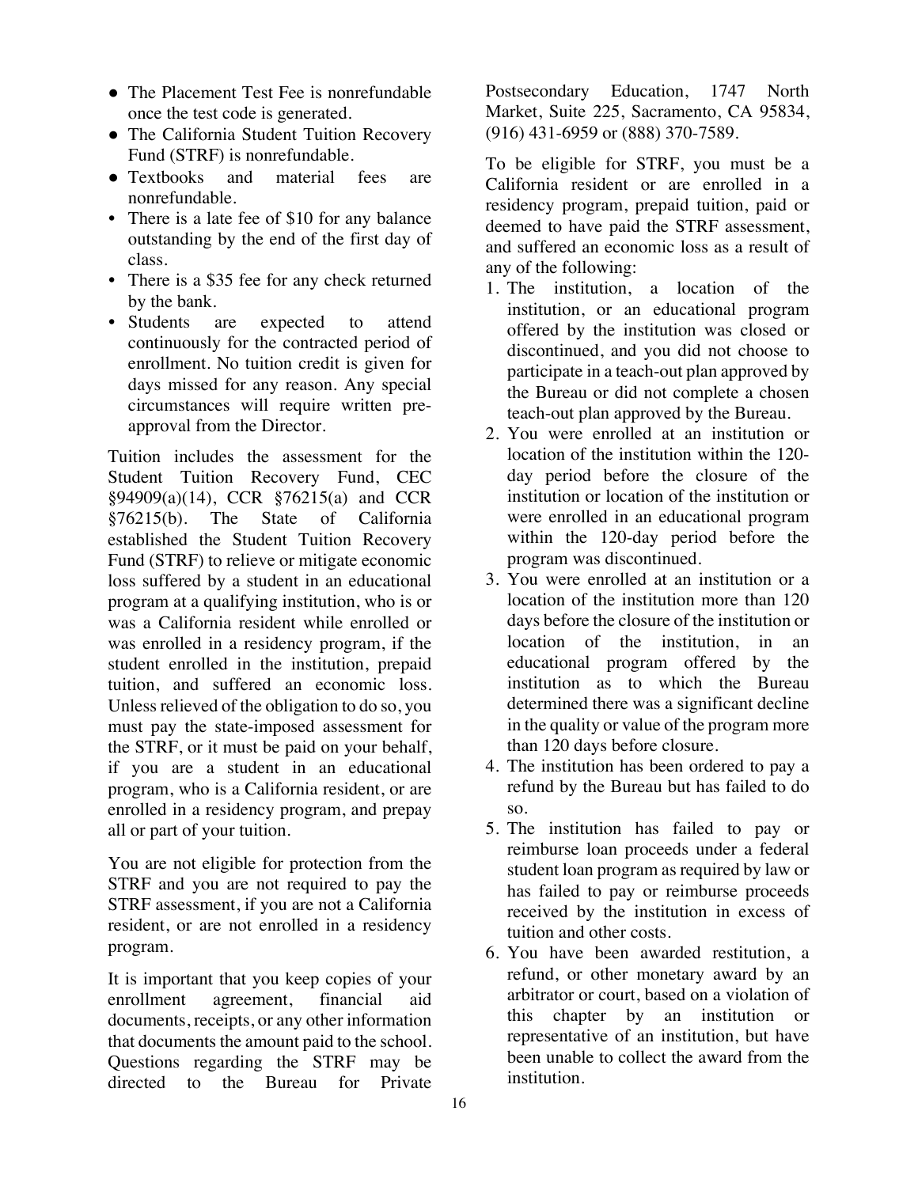- The Placement Test Fee is nonrefundable once the test code is generated.
- The California Student Tuition Recovery Fund (STRF) is nonrefundable.
- Textbooks and material fees are nonrefundable.
- There is a late fee of $10 for any balance outstanding by the end of the first day of class.
- There is a $35 fee for any check returned by the bank.
- Students are expected to attend continuously for the contracted period of enrollment. No tuition credit is given for days missed for any reason. Any special circumstances will require written pre-approval from the Director.

Tuition includes the assessment for the Student Tuition Recovery Fund, CEC §94909(a)(14), CCR §76215(a) and CCR §76215(b). The State of California established the Student Tuition Recovery Fund (STRF) to relieve or mitigate economic loss suffered by a student in an educational program at a qualifying institution, who is or was a California resident while enrolled or was enrolled in a residency program, if the student enrolled in the institution, prepaid tuition, and suffered an economic loss. Unless relieved of the obligation to do so, you must pay the state-imposed assessment for the STRF, or it must be paid on your behalf, if you are a student in an educational program, who is a California resident, or are enrolled in a residency program, and prepay all or part of your tuition.

You are not eligible for protection from the STRF and you are not required to pay the STRF assessment, if you are not a California resident, or are not enrolled in a residency program.

It is important that you keep copies of your enrollment agreement, financial aid documents, receipts, or any other information that documents the amount paid to the school. Questions regarding the STRF may be directed to the Bureau for Private Postsecondary Education, 1747 North Market, Suite 225, Sacramento, CA 95834, (916) 431-6959 or (888) 370-7589.

To be eligible for STRF, you must be a California resident or are enrolled in a residency program, prepaid tuition, paid or deemed to have paid the STRF assessment, and suffered an economic loss as a result of any of the following:

1. The institution, a location of the institution, or an educational program offered by the institution was closed or discontinued, and you did not choose to participate in a teach-out plan approved by the Bureau or did not complete a chosen teach-out plan approved by the Bureau.
2. You were enrolled at an institution or location of the institution within the 120-day period before the closure of the institution or location of the institution or were enrolled in an educational program within the 120-day period before the program was discontinued.
3. You were enrolled at an institution or a location of the institution more than 120 days before the closure of the institution or location of the institution, in an educational program offered by the institution as to which the Bureau determined there was a significant decline in the quality or value of the program more than 120 days before closure.
4. The institution has been ordered to pay a refund by the Bureau but has failed to do so.
5. The institution has failed to pay or reimburse loan proceeds under a federal student loan program as required by law or has failed to pay or reimburse proceeds received by the institution in excess of tuition and other costs.
6. You have been awarded restitution, a refund, or other monetary award by an arbitrator or court, based on a violation of this chapter by an institution or representative of an institution, but have been unable to collect the award from the institution.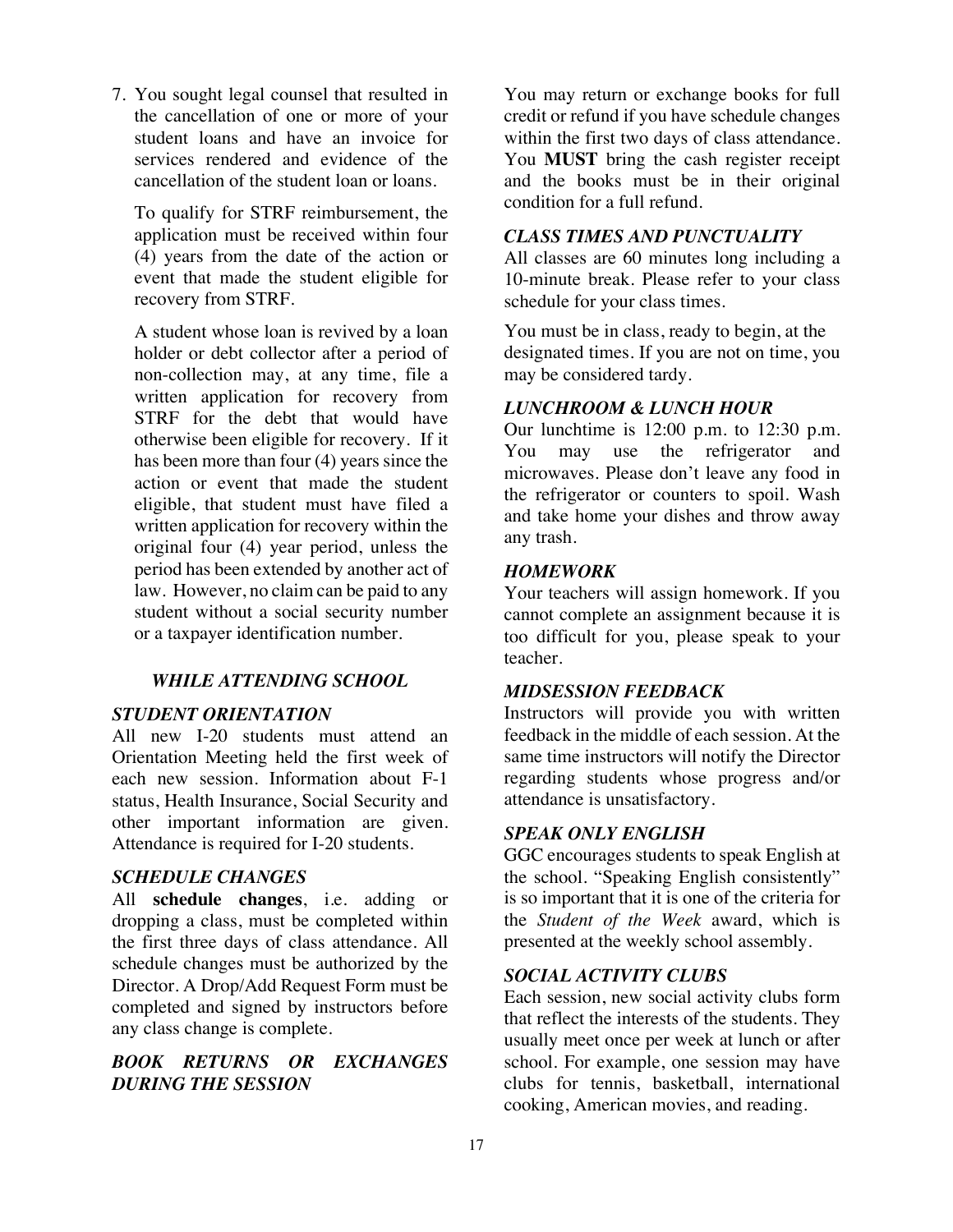7. You sought legal counsel that resulted in the cancellation of one or more of your student loans and have an invoice for services rendered and evidence of the cancellation of the student loan or loans.

   To qualify for STRF reimbursement, the application must be received within four (4) years from the date of the action or event that made the student eligible for recovery from STRF.

   A student whose loan is revived by a loan holder or debt collector after a period of non-collection may, at any time, file a written application for recovery from STRF for the debt that would have otherwise been eligible for recovery. If it has been more than four (4) years since the action or event that made the student eligible, that student must have filed a written application for recovery within the original four (4) year period, unless the period has been extended by another act of law. However, no claim can be paid to any student without a social security number or a taxpayer identification number.

## *WHILE ATTENDING SCHOOL*

### *STUDENT ORIENTATION*

All new I-20 students must attend an Orientation Meeting held the first week of each new session. Information about F-1 status, Health Insurance, Social Security and other important information are given. Attendance is required for I-20 students.

### *SCHEDULE CHANGES*

All **schedule changes**, i.e. adding or dropping a class, must be completed within the first three days of class attendance. All schedule changes must be authorized by the Director. A Drop/Add Request Form must be completed and signed by instructors before any class change is complete.

### *BOOK RETURNS OR EXCHANGES DURING THE SESSION*

You may return or exchange books for full credit or refund if you have schedule changes within the first two days of class attendance. You **MUST** bring the cash register receipt and the books must be in their original condition for a full refund.

### *CLASS TIMES AND PUNCTUALITY*

All classes are 60 minutes long including a 10-minute break. Please refer to your class schedule for your class times.

You must be in class, ready to begin, at the designated times. If you are not on time, you may be considered tardy.

### *LUNCHROOM & LUNCH HOUR*

Our lunchtime is 12:00 p.m. to 12:30 p.m. You may use the refrigerator and microwaves. Please don't leave any food in the refrigerator or counters to spoil. Wash and take home your dishes and throw away any trash.

### *HOMEWORK*

Your teachers will assign homework. If you cannot complete an assignment because it is too difficult for you, please speak to your teacher.

### *MIDSESSION FEEDBACK*

Instructors will provide you with written feedback in the middle of each session. At the same time instructors will notify the Director regarding students whose progress and/or attendance is unsatisfactory.

### *SPEAK ONLY ENGLISH*

GGC encourages students to speak English at the school. "Speaking English consistently" is so important that it is one of the criteria for the *Student of the Week* award, which is presented at the weekly school assembly.

### *SOCIAL ACTIVITY CLUBS*

Each session, new social activity clubs form that reflect the interests of the students. They usually meet once per week at lunch or after school. For example, one session may have clubs for tennis, basketball, international cooking, American movies, and reading.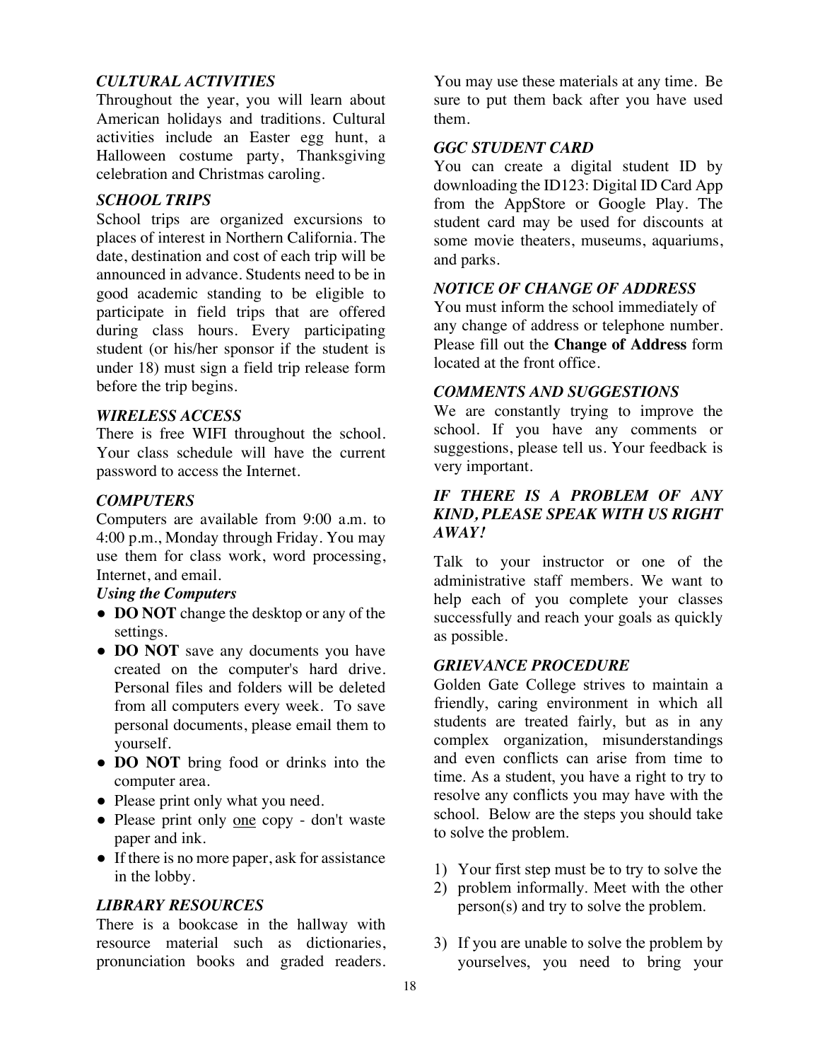### *CULTURAL ACTIVITIES*

Throughout the year, you will learn about American holidays and traditions. Cultural activities include an Easter egg hunt, a Halloween costume party, Thanksgiving celebration and Christmas caroling.

### *SCHOOL TRIPS*

School trips are organized excursions to places of interest in Northern California. The date, destination and cost of each trip will be announced in advance. Students need to be in good academic standing to be eligible to participate in field trips that are offered during class hours. Every participating student (or his/her sponsor if the student is under 18) must sign a field trip release form before the trip begins.

### *WIRELESS ACCESS*

There is free WIFI throughout the school. Your class schedule will have the current password to access the Internet.

### *COMPUTERS*

Computers are available from 9:00 a.m. to 4:00 p.m., Monday through Friday. You may use them for class work, word processing, Internet, and email.

***Using the Computers***

- **DO NOT** change the desktop or any of the settings.
- **DO NOT** save any documents you have created on the computer's hard drive. Personal files and folders will be deleted from all computers every week. To save personal documents, please email them to yourself.
- **DO NOT** bring food or drinks into the computer area.
- Please print only what you need.
- Please print only <u>one</u> copy - don't waste paper and ink.
- If there is no more paper, ask for assistance in the lobby.

### *LIBRARY RESOURCES*

There is a bookcase in the hallway with resource material such as dictionaries, pronunciation books and graded readers. You may use these materials at any time. Be sure to put them back after you have used them.

### *GGC STUDENT CARD*

You can create a digital student ID by downloading the ID123: Digital ID Card App from the AppStore or Google Play. The student card may be used for discounts at some movie theaters, museums, aquariums, and parks.

### *NOTICE OF CHANGE OF ADDRESS*

You must inform the school immediately of any change of address or telephone number. Please fill out the **Change of Address** form located at the front office.

### *COMMENTS AND SUGGESTIONS*

We are constantly trying to improve the school. If you have any comments or suggestions, please tell us. Your feedback is very important.

### *IF THERE IS A PROBLEM OF ANY KIND, PLEASE SPEAK WITH US RIGHT AWAY!*

Talk to your instructor or one of the administrative staff members. We want to help each of you complete your classes successfully and reach your goals as quickly as possible.

### *GRIEVANCE PROCEDURE*

Golden Gate College strives to maintain a friendly, caring environment in which all students are treated fairly, but as in any complex organization, misunderstandings and even conflicts can arise from time to time. As a student, you have a right to try to resolve any conflicts you may have with the school. Below are the steps you should take to solve the problem.

1) Your first step must be to try to solve the
2) problem informally. Meet with the other person(s) and try to solve the problem.

3) If you are unable to solve the problem by yourselves, you need to bring your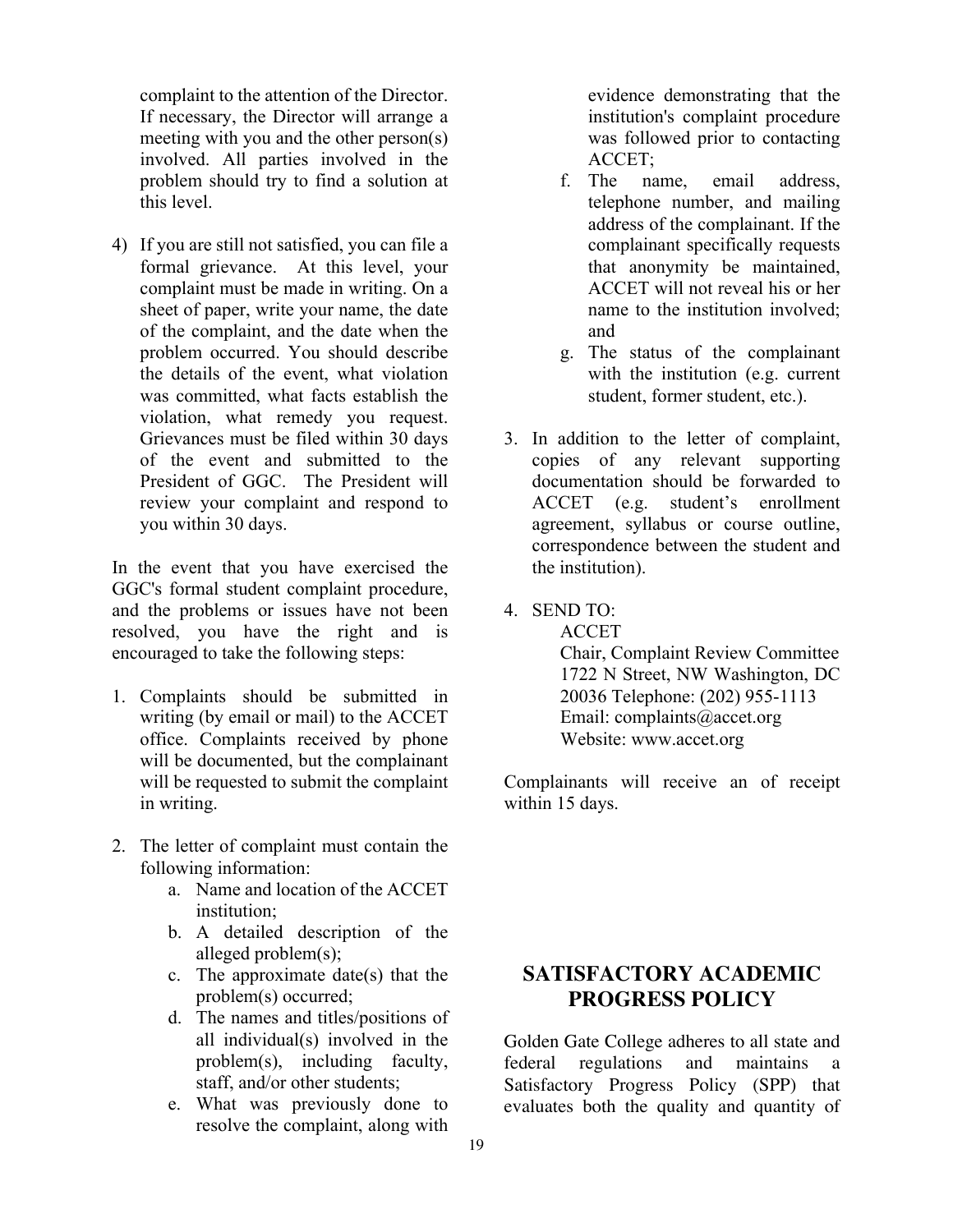complaint to the attention of the Director. If necessary, the Director will arrange a meeting with you and the other person(s) involved. All parties involved in the problem should try to find a solution at this level.

4) If you are still not satisfied, you can file a formal grievance. At this level, your complaint must be made in writing. On a sheet of paper, write your name, the date of the complaint, and the date when the problem occurred. You should describe the details of the event, what violation was committed, what facts establish the violation, what remedy you request. Grievances must be filed within 30 days of the event and submitted to the President of GGC. The President will review your complaint and respond to you within 30 days.

In the event that you have exercised the GGC's formal student complaint procedure, and the problems or issues have not been resolved, you have the right and is encouraged to take the following steps:

1. Complaints should be submitted in writing (by email or mail) to the ACCET office. Complaints received by phone will be documented, but the complainant will be requested to submit the complaint in writing.

2. The letter of complaint must contain the following information:
   a. Name and location of the ACCET institution;
   b. A detailed description of the alleged problem(s);
   c. The approximate date(s) that the problem(s) occurred;
   d. The names and titles/positions of all individual(s) involved in the problem(s), including faculty, staff, and/or other students;
   e. What was previously done to resolve the complaint, along with evidence demonstrating that the institution's complaint procedure was followed prior to contacting ACCET;
   f. The name, email address, telephone number, and mailing address of the complainant. If the complainant specifically requests that anonymity be maintained, ACCET will not reveal his or her name to the institution involved; and
   g. The status of the complainant with the institution (e.g. current student, former student, etc.).

3. In addition to the letter of complaint, copies of any relevant supporting documentation should be forwarded to ACCET (e.g. student's enrollment agreement, syllabus or course outline, correspondence between the student and the institution).

4. SEND TO:
   ACCET
   Chair, Complaint Review Committee
   1722 N Street, NW Washington, DC 20036 Telephone: (202) 955-1113
   Email: complaints@accet.org
   Website: www.accet.org

Complainants will receive an of receipt within 15 days.

## SATISFACTORY ACADEMIC PROGRESS POLICY

Golden Gate College adheres to all state and federal regulations and maintains a Satisfactory Progress Policy (SPP) that evaluates both the quality and quantity of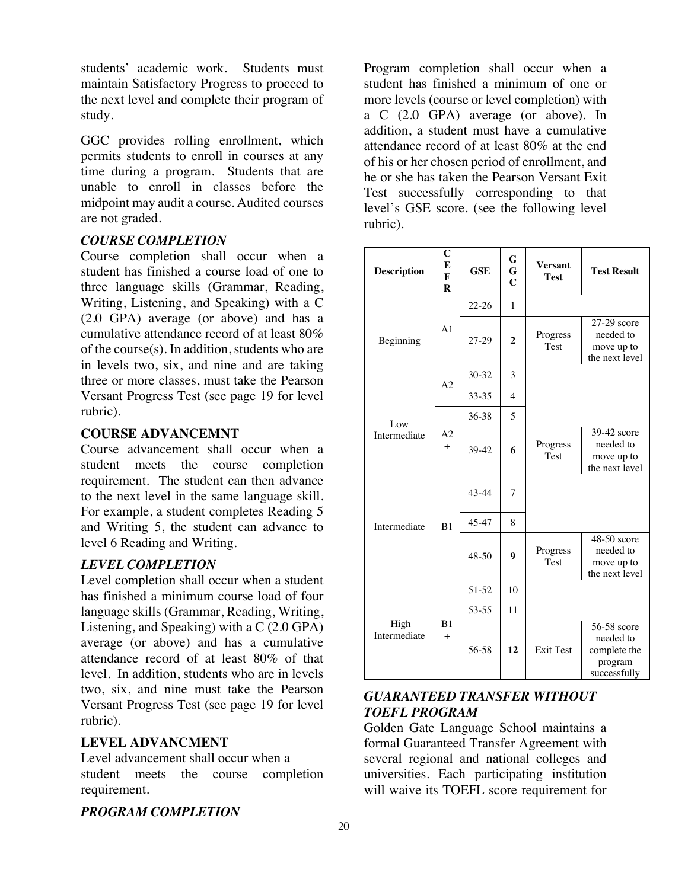students' academic work. Students must maintain Satisfactory Progress to proceed to the next level and complete their program of study.

GGC provides rolling enrollment, which permits students to enroll in courses at any time during a program. Students that are unable to enroll in classes before the midpoint may audit a course. Audited courses are not graded.

### *COURSE COMPLETION*

Course completion shall occur when a student has finished a course load of one to three language skills (Grammar, Reading, Writing, Listening, and Speaking) with a C (2.0 GPA) average (or above) and has a cumulative attendance record of at least 80% of the course(s). In addition, students who are in levels two, six, and nine and are taking three or more classes, must take the Pearson Versant Progress Test (see page 19 for level rubric).

### COURSE ADVANCEMNT

Course advancement shall occur when a student meets the course completion requirement. The student can then advance to the next level in the same language skill. For example, a student completes Reading 5 and Writing 5, the student can advance to level 6 Reading and Writing.

### *LEVEL COMPLETION*

Level completion shall occur when a student has finished a minimum course load of four language skills (Grammar, Reading, Writing, Listening, and Speaking) with a C (2.0 GPA) average (or above) and has a cumulative attendance record of at least 80% of that level. In addition, students who are in levels two, six, and nine must take the Pearson Versant Progress Test (see page 19 for level rubric).

### LEVEL ADVANCMENT

Level advancement shall occur when a student meets the course completion requirement.

### *PROGRAM COMPLETION*

Program completion shall occur when a student has finished a minimum of one or more levels (course or level completion) with a C (2.0 GPA) average (or above). In addition, a student must have a cumulative attendance record of at least 80% at the end of his or her chosen period of enrollment, and he or she has taken the Pearson Versant Exit Test successfully corresponding to that level's GSE score. (see the following level rubric).

| Description | CEFR | GSE | GGC | Versant Test | Test Result |
|---|---|---|---|---|---|
| Beginning | A1 | 22-26 | 1 | | |
| | | 27-29 | **2** | Progress Test | 27-29 score needed to move up to the next level |
| | A2 | 30-32 | 3 | | |
| Low Intermediate | | 33-35 | 4 | | |
| | A2 + | 36-38 | 5 | | |
| | | 39-42 | **6** | Progress Test | 39-42 score needed to move up to the next level |
| Intermediate | B1 | 43-44 | 7 | | |
| | | 45-47 | 8 | | |
| | | 48-50 | **9** | Progress Test | 48-50 score needed to move up to the next level |
| High Intermediate | B1 + | 51-52 | 10 | | |
| | | 53-55 | 11 | | |
| | | 56-58 | **12** | Exit Test | 56-58 score needed to complete the program successfully |

### *GUARANTEED TRANSFER WITHOUT TOEFL PROGRAM*

Golden Gate Language School maintains a formal Guaranteed Transfer Agreement with several regional and national colleges and universities. Each participating institution will waive its TOEFL score requirement for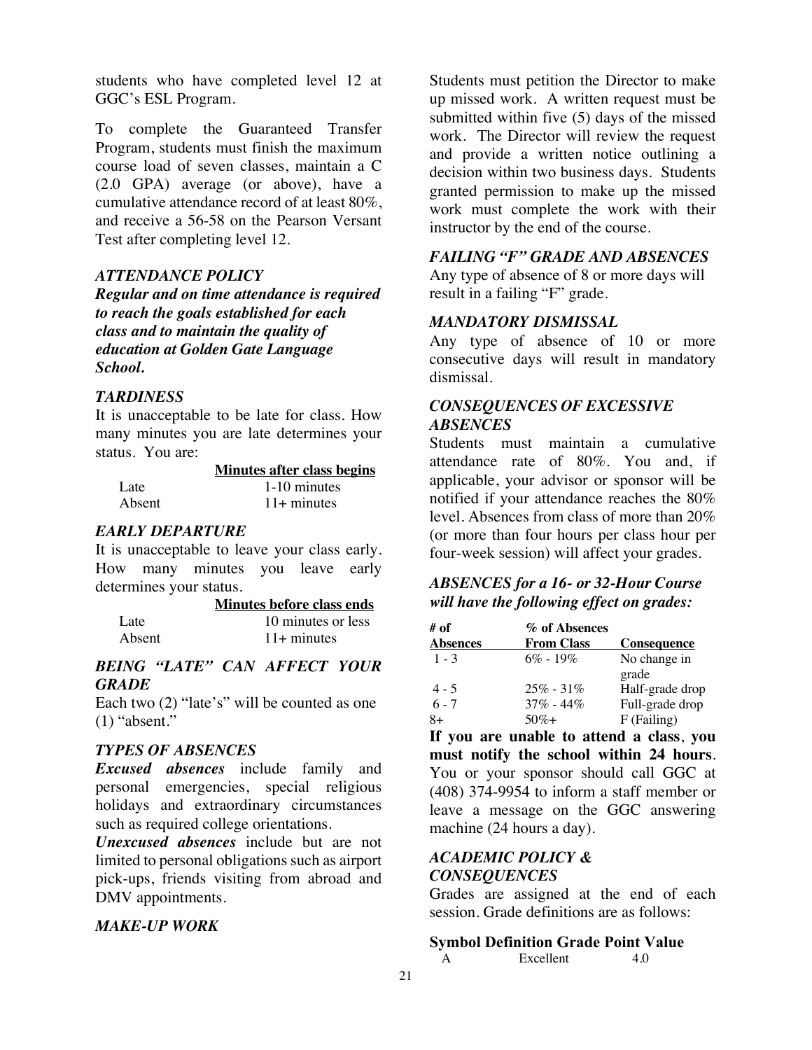students who have completed level 12 at GGC's ESL Program.

To complete the Guaranteed Transfer Program, students must finish the maximum course load of seven classes, maintain a C (2.0 GPA) average (or above), have a cumulative attendance record of at least 80%, and receive a 56-58 on the Pearson Versant Test after completing level 12.

### *ATTENDANCE POLICY*

***Regular and on time attendance is required to reach the goals established for each class and to maintain the quality of education at Golden Gate Language School.***

### *TARDINESS*

It is unacceptable to be late for class. How many minutes you are late determines your status. You are:

| | Minutes after class begins |
|---|---|
| Late | 1-10 minutes |
| Absent | 11+ minutes |

### *EARLY DEPARTURE*

It is unacceptable to leave your class early. How many minutes you leave early determines your status.

| | Minutes before class ends |
|---|---|
| Late | 10 minutes or less |
| Absent | 11+ minutes |

### *BEING "LATE" CAN AFFECT YOUR GRADE*

Each two (2) "late's" will be counted as one (1) "absent."

### *TYPES OF ABSENCES*

***Excused absences*** include family and personal emergencies, special religious holidays and extraordinary circumstances such as required college orientations.

***Unexcused absences*** include but are not limited to personal obligations such as airport pick-ups, friends visiting from abroad and DMV appointments.

### *MAKE-UP WORK*

Students must petition the Director to make up missed work. A written request must be submitted within five (5) days of the missed work. The Director will review the request and provide a written notice outlining a decision within two business days. Students granted permission to make up the missed work must complete the work with their instructor by the end of the course.

### *FAILING "F" GRADE AND ABSENCES*

Any type of absence of 8 or more days will result in a failing "F" grade.

### *MANDATORY DISMISSAL*

Any type of absence of 10 or more consecutive days will result in mandatory dismissal.

### *CONSEQUENCES OF EXCESSIVE ABSENCES*

Students must maintain a cumulative attendance rate of 80%. You and, if applicable, your advisor or sponsor will be notified if your attendance reaches the 80% level. Absences from class of more than 20% (or more than four hours per class hour per four-week session) will affect your grades.

### *ABSENCES for a 16- or 32-Hour Course will have the following effect on grades:*

| # of Absences | % of Absences From Class | Consequence |
|---|---|---|
| 1 - 3 | 6% - 19% | No change in grade |
| 4 - 5 | 25% - 31% | Half-grade drop |
| 6 - 7 | 37% - 44% | Full-grade drop |
| 8+ | 50%+ | F (Failing) |

**If you are unable to attend a class, you must notify the school within 24 hours**. You or your sponsor should call GGC at (408) 374-9954 to inform a staff member or leave a message on the GGC answering machine (24 hours a day).

### *ACADEMIC POLICY & CONSEQUENCES*

Grades are assigned at the end of each session. Grade definitions are as follows:

| Symbol | Definition | Grade Point Value |
|---|---|---|
| A | Excellent | 4.0 |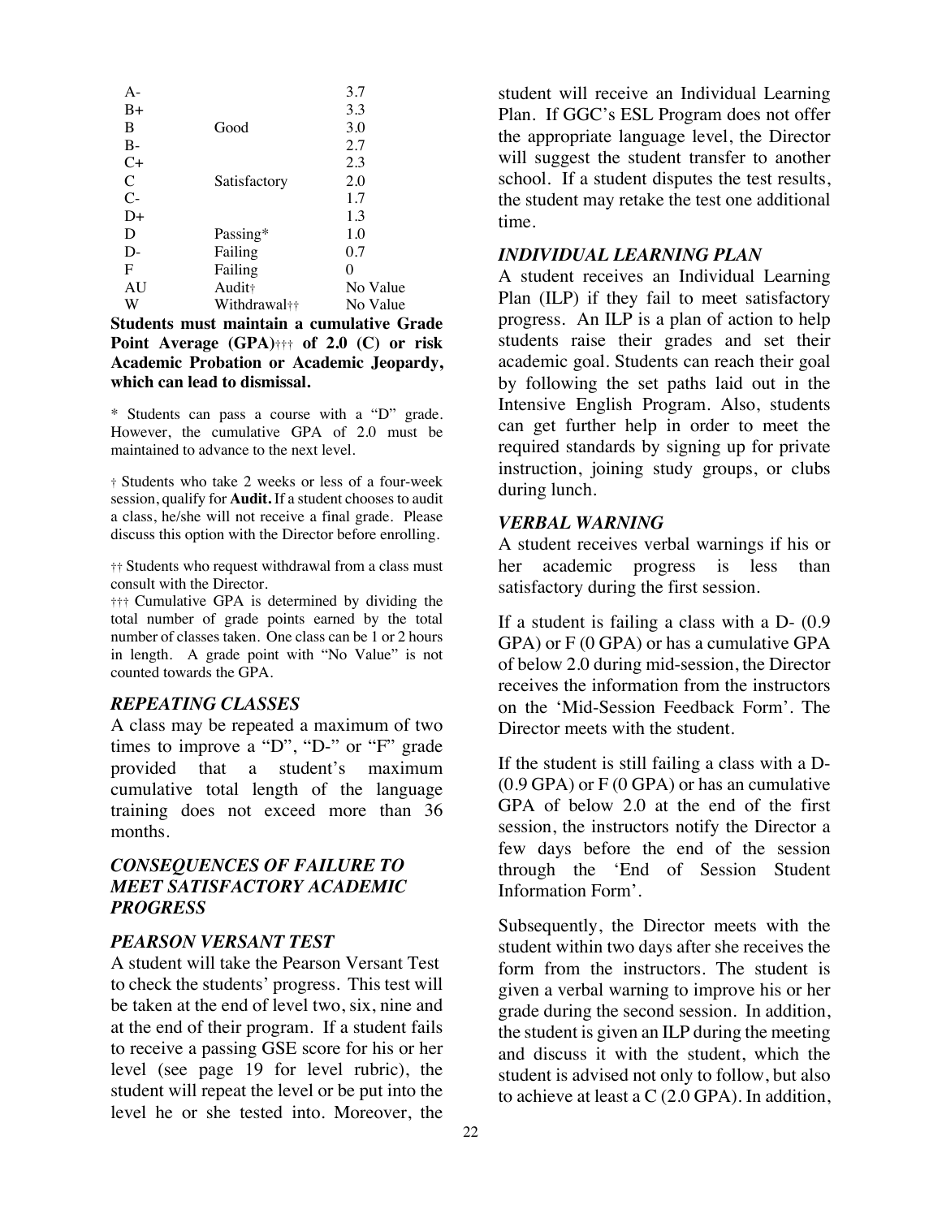| | | |
|---|---|---|
| A- | | 3.7 |
| B+ | | 3.3 |
| B | Good | 3.0 |
| B- | | 2.7 |
| C+ | | 2.3 |
| C | Satisfactory | 2.0 |
| C- | | 1.7 |
| D+ | | 1.3 |
| D | Passing* | 1.0 |
| D- | Failing | 0.7 |
| F | Failing | 0 |
| AU | Audit† | No Value |
| W | Withdrawal†† | No Value |

**Students must maintain a cumulative Grade Point Average (GPA)††† of 2.0 (C) or risk Academic Probation or Academic Jeopardy, which can lead to dismissal.**

\* Students can pass a course with a "D" grade. However, the cumulative GPA of 2.0 must be maintained to advance to the next level.

† Students who take 2 weeks or less of a four-week session, qualify for **Audit.** If a student chooses to audit a class, he/she will not receive a final grade. Please discuss this option with the Director before enrolling.

†† Students who request withdrawal from a class must consult with the Director.

††† Cumulative GPA is determined by dividing the total number of grade points earned by the total number of classes taken. One class can be 1 or 2 hours in length. A grade point with "No Value" is not counted towards the GPA.

### *REPEATING CLASSES*

A class may be repeated a maximum of two times to improve a "D", "D-" or "F" grade provided that a student's maximum cumulative total length of the language training does not exceed more than 36 months.

### *CONSEQUENCES OF FAILURE TO MEET SATISFACTORY ACADEMIC PROGRESS*

### *PEARSON VERSANT TEST*

A student will take the Pearson Versant Test to check the students' progress. This test will be taken at the end of level two, six, nine and at the end of their program. If a student fails to receive a passing GSE score for his or her level (see page 19 for level rubric), the student will repeat the level or be put into the level he or she tested into. Moreover, the student will receive an Individual Learning Plan. If GGC's ESL Program does not offer the appropriate language level, the Director will suggest the student transfer to another school. If a student disputes the test results, the student may retake the test one additional time.

### *INDIVIDUAL LEARNING PLAN*

A student receives an Individual Learning Plan (ILP) if they fail to meet satisfactory progress. An ILP is a plan of action to help students raise their grades and set their academic goal. Students can reach their goal by following the set paths laid out in the Intensive English Program. Also, students can get further help in order to meet the required standards by signing up for private instruction, joining study groups, or clubs during lunch.

### *VERBAL WARNING*

A student receives verbal warnings if his or her academic progress is less than satisfactory during the first session.

If a student is failing a class with a D- (0.9 GPA) or F (0 GPA) or has a cumulative GPA of below 2.0 during mid-session, the Director receives the information from the instructors on the 'Mid-Session Feedback Form'. The Director meets with the student.

If the student is still failing a class with a D- (0.9 GPA) or F (0 GPA) or has an cumulative GPA of below 2.0 at the end of the first session, the instructors notify the Director a few days before the end of the session through the 'End of Session Student Information Form'.

Subsequently, the Director meets with the student within two days after she receives the form from the instructors. The student is given a verbal warning to improve his or her grade during the second session. In addition, the student is given an ILP during the meeting and discuss it with the student, which the student is advised not only to follow, but also to achieve at least a C (2.0 GPA). In addition,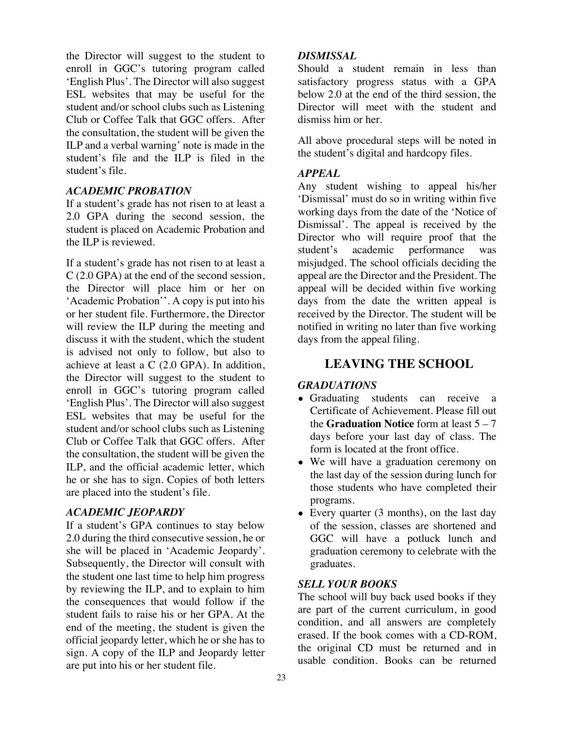the Director will suggest to the student to enroll in GGC's tutoring program called 'English Plus'. The Director will also suggest ESL websites that may be useful for the student and/or school clubs such as Listening Club or Coffee Talk that GGC offers. After the consultation, the student will be given the ILP and a verbal warning' note is made in the student's file and the ILP is filed in the student's file.

### *ACADEMIC PROBATION*

If a student's grade has not risen to at least a 2.0 GPA during the second session, the student is placed on Academic Probation and the ILP is reviewed.

If a student's grade has not risen to at least a C (2.0 GPA) at the end of the second session, the Director will place him or her on 'Academic Probation''. A copy is put into his or her student file. Furthermore, the Director will review the ILP during the meeting and discuss it with the student, which the student is advised not only to follow, but also to achieve at least a C (2.0 GPA). In addition, the Director will suggest to the student to enroll in GGC's tutoring program called 'English Plus'. The Director will also suggest ESL websites that may be useful for the student and/or school clubs such as Listening Club or Coffee Talk that GGC offers. After the consultation, the student will be given the ILP, and the official academic letter, which he or she has to sign. Copies of both letters are placed into the student's file.

### *ACADEMIC JEOPARDY*

If a student's GPA continues to stay below 2.0 during the third consecutive session, he or she will be placed in 'Academic Jeopardy'. Subsequently, the Director will consult with the student one last time to help him progress by reviewing the ILP, and to explain to him the consequences that would follow if the student fails to raise his or her GPA. At the end of the meeting, the student is given the official jeopardy letter, which he or she has to sign. A copy of the ILP and Jeopardy letter are put into his or her student file.

### *DISMISSAL*

Should a student remain in less than satisfactory progress status with a GPA below 2.0 at the end of the third session, the Director will meet with the student and dismiss him or her.

All above procedural steps will be noted in the student's digital and hardcopy files.

### *APPEAL*

Any student wishing to appeal his/her 'Dismissal' must do so in writing within five working days from the date of the 'Notice of Dismissal'. The appeal is received by the Director who will require proof that the student's academic performance was misjudged. The school officials deciding the appeal are the Director and the President. The appeal will be decided within five working days from the date the written appeal is received by the Director. The student will be notified in writing no later than five working days from the appeal filing.

## LEAVING THE SCHOOL

### *GRADUATIONS*

- Graduating students can receive a Certificate of Achievement. Please fill out the **Graduation Notice** form at least 5 – 7 days before your last day of class. The form is located at the front office.
- We will have a graduation ceremony on the last day of the session during lunch for those students who have completed their programs.
- Every quarter (3 months), on the last day of the session, classes are shortened and GGC will have a potluck lunch and graduation ceremony to celebrate with the graduates.

### *SELL YOUR BOOKS*

The school will buy back used books if they are part of the current curriculum, in good condition, and all answers are completely erased. If the book comes with a CD-ROM, the original CD must be returned and in usable condition. Books can be returned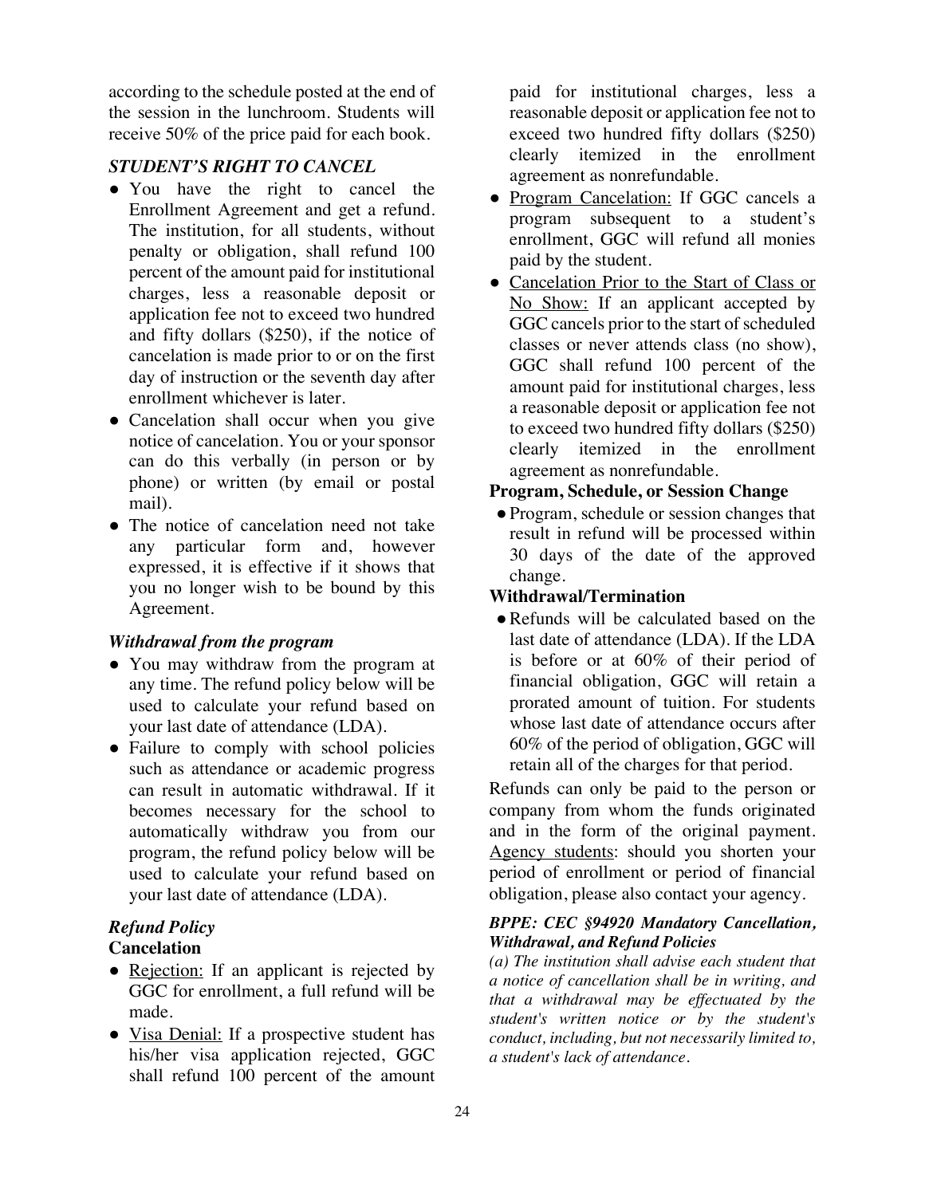according to the schedule posted at the end of the session in the lunchroom. Students will receive 50% of the price paid for each book.

### *STUDENT'S RIGHT TO CANCEL*

- You have the right to cancel the Enrollment Agreement and get a refund. The institution, for all students, without penalty or obligation, shall refund 100 percent of the amount paid for institutional charges, less a reasonable deposit or application fee not to exceed two hundred and fifty dollars ($250), if the notice of cancelation is made prior to or on the first day of instruction or the seventh day after enrollment whichever is later.
- Cancelation shall occur when you give notice of cancelation. You or your sponsor can do this verbally (in person or by phone) or written (by email or postal mail).
- The notice of cancelation need not take any particular form and, however expressed, it is effective if it shows that you no longer wish to be bound by this Agreement.

### *Withdrawal from the program*

- You may withdraw from the program at any time. The refund policy below will be used to calculate your refund based on your last date of attendance (LDA).
- Failure to comply with school policies such as attendance or academic progress can result in automatic withdrawal. If it becomes necessary for the school to automatically withdraw you from our program, the refund policy below will be used to calculate your refund based on your last date of attendance (LDA).

### *Refund Policy*

**Cancelation**

- Rejection: If an applicant is rejected by GGC for enrollment, a full refund will be made.
- Visa Denial: If a prospective student has his/her visa application rejected, GGC shall refund 100 percent of the amount paid for institutional charges, less a reasonable deposit or application fee not to exceed two hundred fifty dollars ($250) clearly itemized in the enrollment agreement as nonrefundable.
- Program Cancelation: If GGC cancels a program subsequent to a student's enrollment, GGC will refund all monies paid by the student.
- Cancelation Prior to the Start of Class or No Show: If an applicant accepted by GGC cancels prior to the start of scheduled classes or never attends class (no show), GGC shall refund 100 percent of the amount paid for institutional charges, less a reasonable deposit or application fee not to exceed two hundred fifty dollars ($250) clearly itemized in the enrollment agreement as nonrefundable.

**Program, Schedule, or Session Change**

- Program, schedule or session changes that result in refund will be processed within 30 days of the date of the approved change.

**Withdrawal/Termination**

- Refunds will be calculated based on the last date of attendance (LDA). If the LDA is before or at 60% of their period of financial obligation, GGC will retain a prorated amount of tuition. For students whose last date of attendance occurs after 60% of the period of obligation, GGC will retain all of the charges for that period.

Refunds can only be paid to the person or company from whom the funds originated and in the form of the original payment. Agency students: should you shorten your period of enrollment or period of financial obligation, please also contact your agency.

***BPPE: CEC §94920 Mandatory Cancellation, Withdrawal, and Refund Policies***

*(a) The institution shall advise each student that a notice of cancellation shall be in writing, and that a withdrawal may be effectuated by the student's written notice or by the student's conduct, including, but not necessarily limited to, a student's lack of attendance.*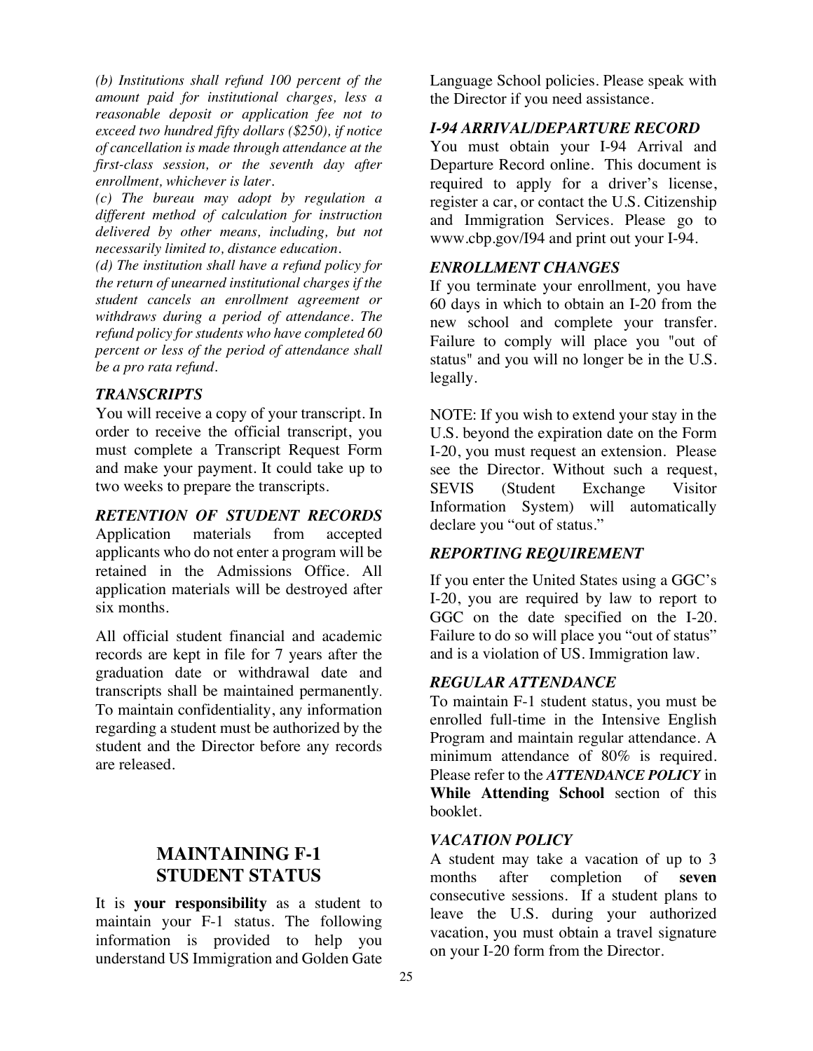*(b) Institutions shall refund 100 percent of the amount paid for institutional charges, less a reasonable deposit or application fee not to exceed two hundred fifty dollars ($250), if notice of cancellation is made through attendance at the first-class session, or the seventh day after enrollment, whichever is later.*

*(c) The bureau may adopt by regulation a different method of calculation for instruction delivered by other means, including, but not necessarily limited to, distance education.*

*(d) The institution shall have a refund policy for the return of unearned institutional charges if the student cancels an enrollment agreement or withdraws during a period of attendance. The refund policy for students who have completed 60 percent or less of the period of attendance shall be a pro rata refund.*

### *TRANSCRIPTS*

You will receive a copy of your transcript. In order to receive the official transcript, you must complete a Transcript Request Form and make your payment. It could take up to two weeks to prepare the transcripts.

### *RETENTION OF STUDENT RECORDS*

Application materials from accepted applicants who do not enter a program will be retained in the Admissions Office. All application materials will be destroyed after six months.

All official student financial and academic records are kept in file for 7 years after the graduation date or withdrawal date and transcripts shall be maintained permanently. To maintain confidentiality, any information regarding a student must be authorized by the student and the Director before any records are released.

## MAINTAINING F-1 STUDENT STATUS

It is **your responsibility** as a student to maintain your F-1 status. The following information is provided to help you understand US Immigration and Golden Gate Language School policies. Please speak with the Director if you need assistance.

### *I-94 ARRIVAL/DEPARTURE RECORD*

You must obtain your I-94 Arrival and Departure Record online. This document is required to apply for a driver's license, register a car, or contact the U.S. Citizenship and Immigration Services. Please go to www.cbp.gov/I94 and print out your I-94.

### *ENROLLMENT CHANGES*

If you terminate your enrollment, you have 60 days in which to obtain an I-20 from the new school and complete your transfer. Failure to comply will place you "out of status" and you will no longer be in the U.S. legally.

NOTE: If you wish to extend your stay in the U.S. beyond the expiration date on the Form I-20, you must request an extension. Please see the Director. Without such a request, SEVIS (Student Exchange Visitor Information System) will automatically declare you "out of status."

### *REPORTING REQUIREMENT*

If you enter the United States using a GGC's I-20, you are required by law to report to GGC on the date specified on the I-20. Failure to do so will place you "out of status" and is a violation of US. Immigration law.

### *REGULAR ATTENDANCE*

To maintain F-1 student status, you must be enrolled full-time in the Intensive English Program and maintain regular attendance. A minimum attendance of 80% is required. Please refer to the ***ATTENDANCE POLICY*** in **While Attending School** section of this booklet.

### *VACATION POLICY*

A student may take a vacation of up to 3 months after completion of **seven** consecutive sessions. If a student plans to leave the U.S. during your authorized vacation, you must obtain a travel signature on your I-20 form from the Director.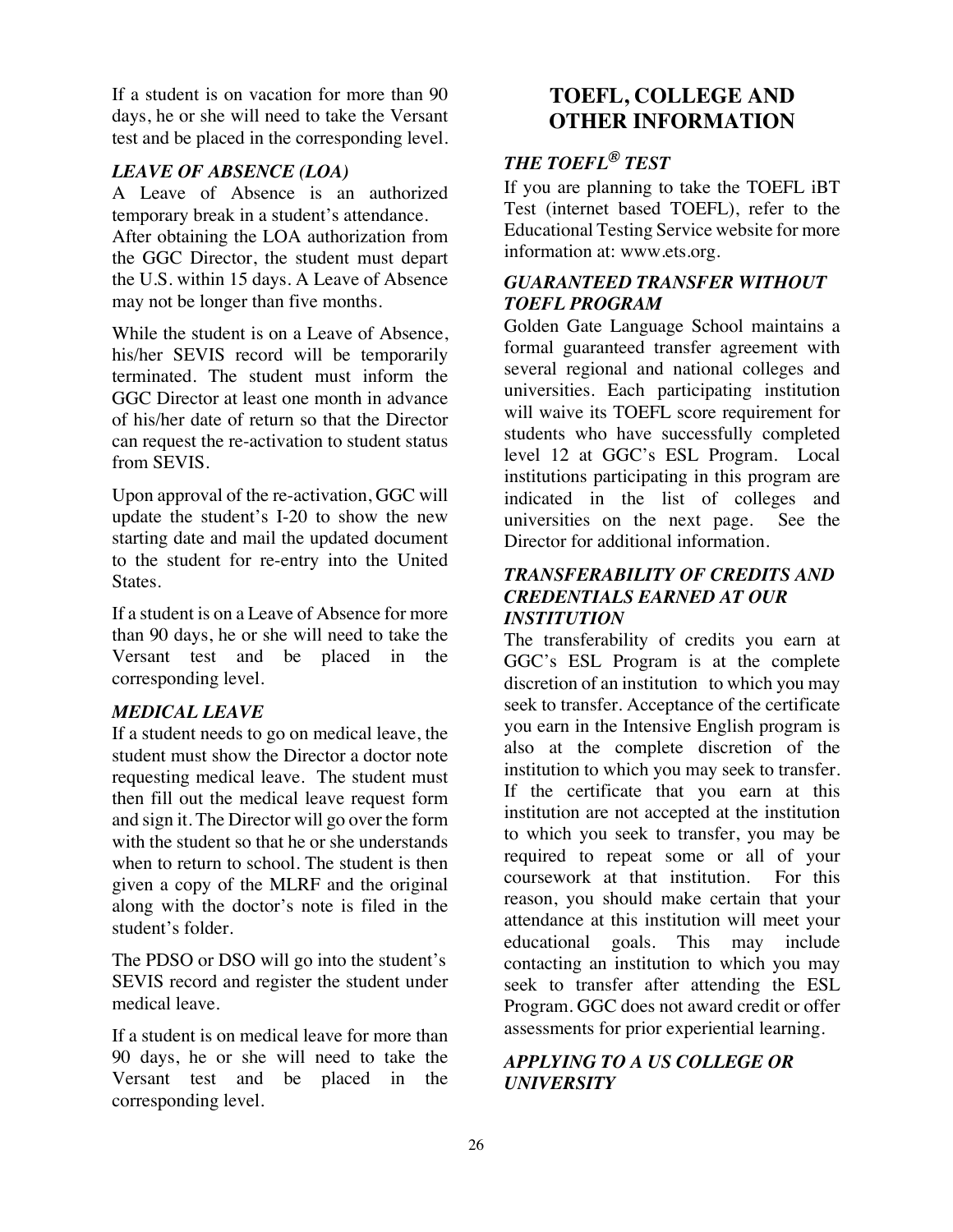If a student is on vacation for more than 90 days, he or she will need to take the Versant test and be placed in the corresponding level.

### *LEAVE OF ABSENCE (LOA)*

A Leave of Absence is an authorized temporary break in a student's attendance.
After obtaining the LOA authorization from the GGC Director, the student must depart the U.S. within 15 days. A Leave of Absence may not be longer than five months.

While the student is on a Leave of Absence, his/her SEVIS record will be temporarily terminated. The student must inform the GGC Director at least one month in advance of his/her date of return so that the Director can request the re-activation to student status from SEVIS.

Upon approval of the re-activation, GGC will update the student's I-20 to show the new starting date and mail the updated document to the student for re-entry into the United States.

If a student is on a Leave of Absence for more than 90 days, he or she will need to take the Versant test and be placed in the corresponding level.

### *MEDICAL LEAVE*

If a student needs to go on medical leave, the student must show the Director a doctor note requesting medical leave. The student must then fill out the medical leave request form and sign it. The Director will go over the form with the student so that he or she understands when to return to school. The student is then given a copy of the MLRF and the original along with the doctor's note is filed in the student's folder.

The PDSO or DSO will go into the student's SEVIS record and register the student under medical leave.

If a student is on medical leave for more than 90 days, he or she will need to take the Versant test and be placed in the corresponding level.

## TOEFL, COLLEGE AND OTHER INFORMATION

### *THE TOEFL® TEST*

If you are planning to take the TOEFL iBT Test (internet based TOEFL), refer to the Educational Testing Service website for more information at: www.ets.org.

### *GUARANTEED TRANSFER WITHOUT TOEFL PROGRAM*

Golden Gate Language School maintains a formal guaranteed transfer agreement with several regional and national colleges and universities. Each participating institution will waive its TOEFL score requirement for students who have successfully completed level 12 at GGC's ESL Program. Local institutions participating in this program are indicated in the list of colleges and universities on the next page. See the Director for additional information.

### *TRANSFERABILITY OF CREDITS AND CREDENTIALS EARNED AT OUR INSTITUTION*

The transferability of credits you earn at GGC's ESL Program is at the complete discretion of an institution to which you may seek to transfer. Acceptance of the certificate you earn in the Intensive English program is also at the complete discretion of the institution to which you may seek to transfer. If the certificate that you earn at this institution are not accepted at the institution to which you seek to transfer, you may be required to repeat some or all of your coursework at that institution. For this reason, you should make certain that your attendance at this institution will meet your educational goals. This may include contacting an institution to which you may seek to transfer after attending the ESL Program. GGC does not award credit or offer assessments for prior experiential learning.

### *APPLYING TO A US COLLEGE OR UNIVERSITY*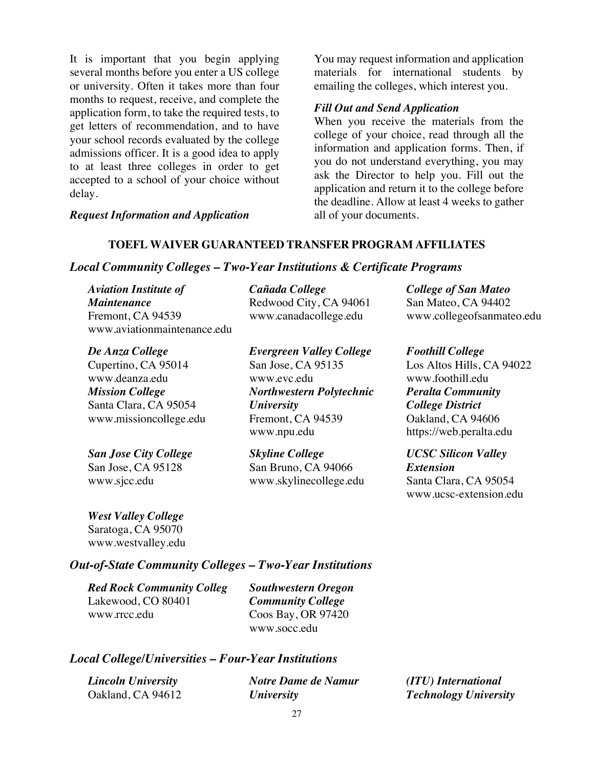It is important that you begin applying several months before you enter a US college or university. Often it takes more than four months to request, receive, and complete the application form, to take the required tests, to get letters of recommendation, and to have your school records evaluated by the college admissions officer. It is a good idea to apply to at least three colleges in order to get accepted to a school of your choice without delay.

***Request Information and Application***

You may request information and application materials for international students by emailing the colleges, which interest you.

***Fill Out and Send Application***

When you receive the materials from the college of your choice, read through all the information and application forms. Then, if you do not understand everything, you may ask the Director to help you. Fill out the application and return it to the college before the deadline. Allow at least 4 weeks to gather all of your documents.

**TOEFL WAIVER GUARANTEED TRANSFER PROGRAM AFFILIATES**

### *Local Community Colleges – Two-Year Institutions & Certificate Programs*

***Aviation Institute of Maintenance***
Fremont, CA 94539
www.aviationmaintenance.edu

***Cañada College***
Redwood City, CA 94061
www.canadacollege.edu

***College of San Mateo***
San Mateo, CA 94402
www.collegeofsanmateo.edu

***De Anza College***
Cupertino, CA 95014
www.deanza.edu

***Evergreen Valley College***
San Jose, CA 95135
www.evc.edu

***Foothill College***
Los Altos Hills, CA 94022
www.foothill.edu

***Mission College***
Santa Clara, CA 95054
www.missioncollege.edu

***Northwestern Polytechnic University***
Fremont, CA 94539
www.npu.edu

***Peralta Community College District***
Oakland, CA 94606
https://web.peralta.edu

***San Jose City College***
San Jose, CA 95128
www.sjcc.edu

***Skyline College***
San Bruno, CA 94066
www.skylinecollege.edu

***UCSC Silicon Valley Extension***
Santa Clara, CA 95054
www.ucsc-extension.edu

***West Valley College***
Saratoga, CA 95070
www.westvalley.edu

### *Out-of-State Community Colleges – Two-Year Institutions*

***Red Rock Community Colleg***
Lakewood, CO 80401
www.rrcc.edu

***Southwestern Oregon Community College***
Coos Bay, OR 97420
www.socc.edu

### *Local College/Universities – Four-Year Institutions*

***Lincoln University***
Oakland, CA 94612

***Notre Dame de Namur University***

***(ITU) International Technology University***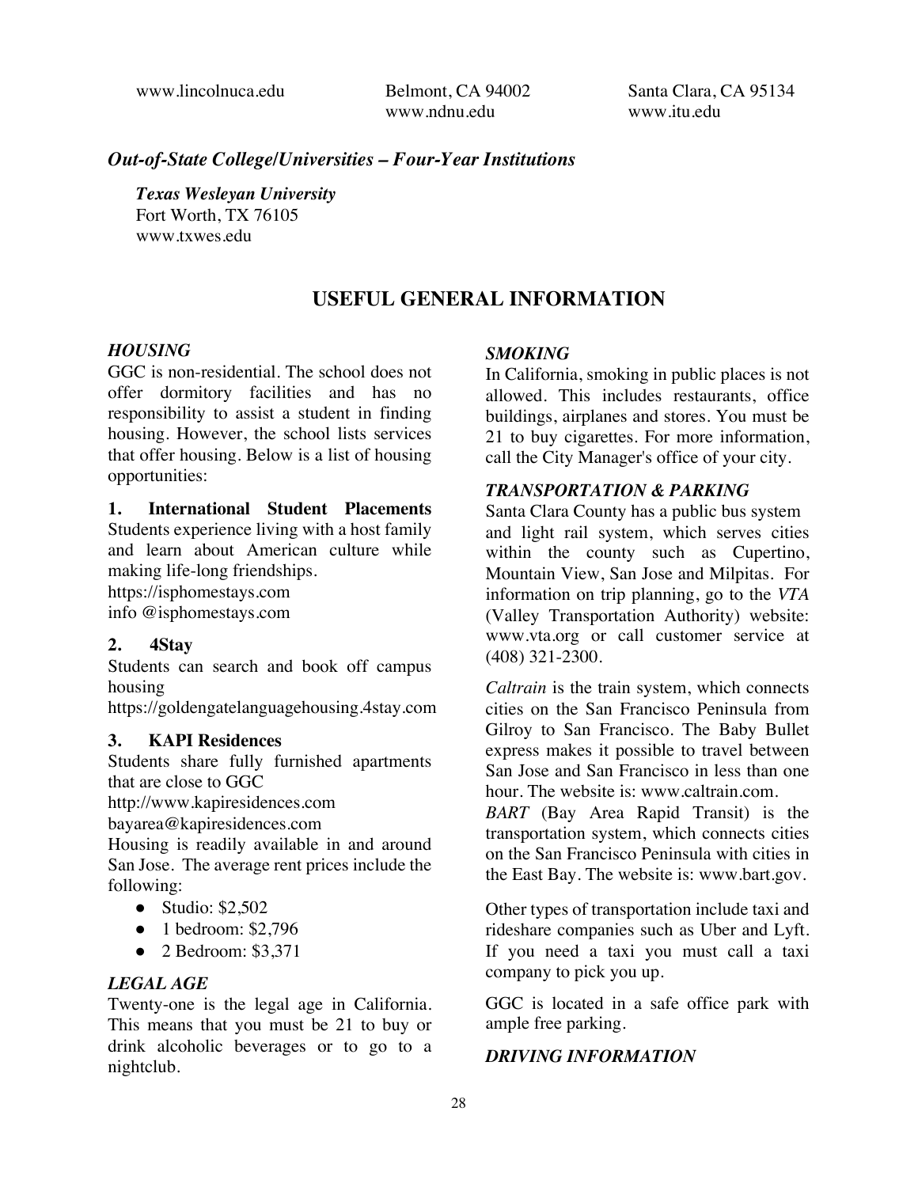www.lincolnuca.edu

Belmont, CA 94002
www.ndnu.edu

Santa Clara, CA 95134
www.itu.edu

***Out-of-State College/Universities – Four-Year Institutions***

***Texas Wesleyan University***
Fort Worth, TX 76105
www.txwes.edu

## USEFUL GENERAL INFORMATION

***HOUSING***

GGC is non-residential. The school does not offer dormitory facilities and has no responsibility to assist a student in finding housing. However, the school lists services that offer housing. Below is a list of housing opportunities:

**1. International Student Placements**
Students experience living with a host family and learn about American culture while making life-long friendships.
https://isphomestays.com
info @isphomestays.com

**2. 4Stay**
Students can search and book off campus housing
https://goldengatelanguagehousing.4stay.com

**3. KAPI Residences**
Students share fully furnished apartments that are close to GGC
http://www.kapiresidences.com
bayarea@kapiresidences.com

Housing is readily available in and around San Jose. The average rent prices include the following:

- Studio: $2,502
- 1 bedroom: $2,796
- 2 Bedroom: $3,371

***LEGAL AGE***

Twenty-one is the legal age in California. This means that you must be 21 to buy or drink alcoholic beverages or to go to a nightclub.

***SMOKING***

In California, smoking in public places is not allowed. This includes restaurants, office buildings, airplanes and stores. You must be 21 to buy cigarettes. For more information, call the City Manager's office of your city.

***TRANSPORTATION & PARKING***

Santa Clara County has a public bus system and light rail system, which serves cities within the county such as Cupertino, Mountain View, San Jose and Milpitas. For information on trip planning, go to the *VTA* (Valley Transportation Authority) website: www.vta.org or call customer service at (408) 321-2300.

*Caltrain* is the train system, which connects cities on the San Francisco Peninsula from Gilroy to San Francisco. The Baby Bullet express makes it possible to travel between San Jose and San Francisco in less than one hour. The website is: www.caltrain.com.
*BART* (Bay Area Rapid Transit) is the transportation system, which connects cities on the San Francisco Peninsula with cities in the East Bay. The website is: www.bart.gov.

Other types of transportation include taxi and rideshare companies such as Uber and Lyft. If you need a taxi you must call a taxi company to pick you up.

GGC is located in a safe office park with ample free parking.

***DRIVING INFORMATION***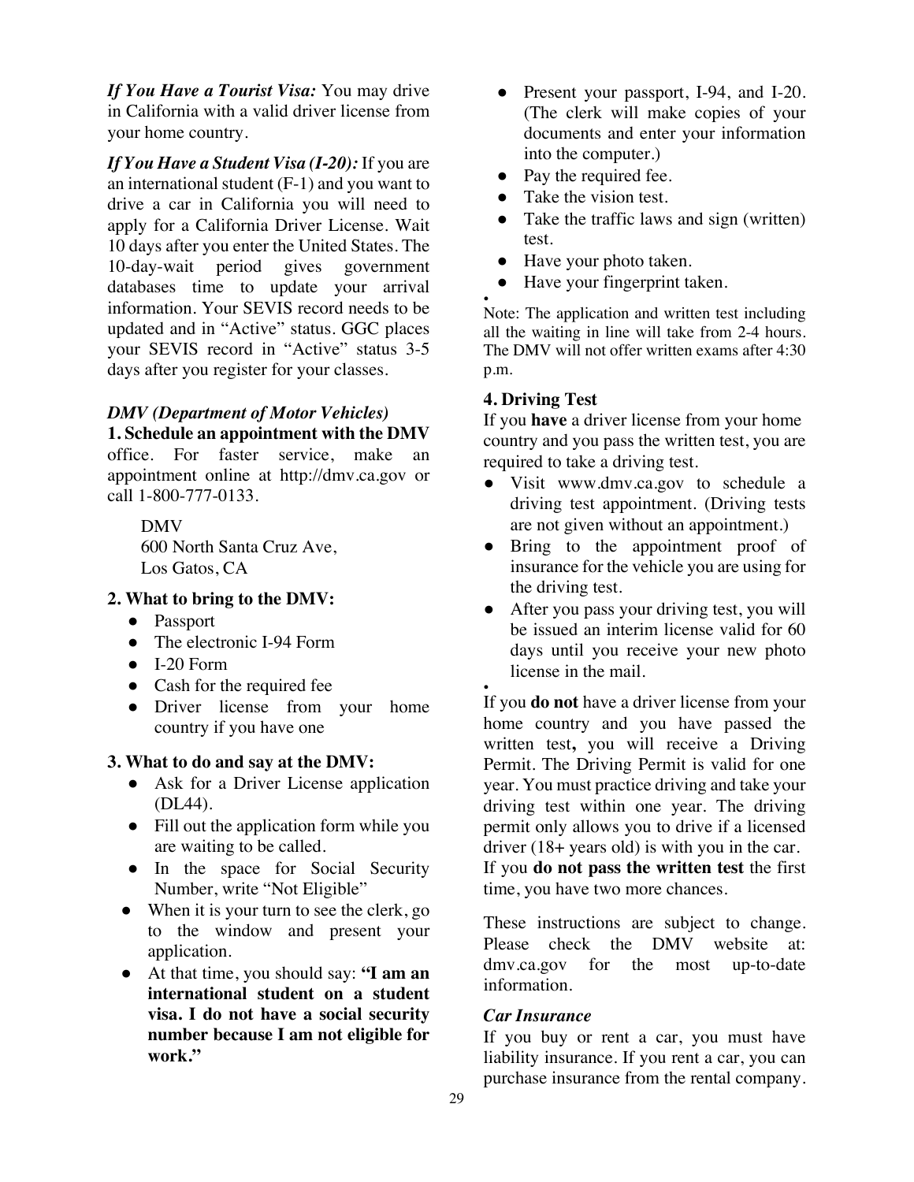***If You Have a Tourist Visa:*** You may drive in California with a valid driver license from your home country.

***If You Have a Student Visa (I-20):*** If you are an international student (F-1) and you want to drive a car in California you will need to apply for a California Driver License. Wait 10 days after you enter the United States. The 10-day-wait period gives government databases time to update your arrival information. Your SEVIS record needs to be updated and in "Active" status. GGC places your SEVIS record in "Active" status 3-5 days after you register for your classes.

*DMV (Department of Motor Vehicles)*

**1. Schedule an appointment with the DMV** office. For faster service, make an appointment online at http://dmv.ca.gov or call 1-800-777-0133.

DMV
600 North Santa Cruz Ave,
Los Gatos, CA

**2. What to bring to the DMV:**

- Passport
- The electronic I-94 Form
- I-20 Form
- Cash for the required fee
- Driver license from your home country if you have one

**3. What to do and say at the DMV:**

- Ask for a Driver License application (DL44).
- Fill out the application form while you are waiting to be called.
- In the space for Social Security Number, write "Not Eligible"
- When it is your turn to see the clerk, go to the window and present your application.
- At that time, you should say: **"I am an international student on a student visa. I do not have a social security number because I am not eligible for work."**
- Present your passport, I-94, and I-20. (The clerk will make copies of your documents and enter your information into the computer.)
- Pay the required fee.
- Take the vision test.
- Take the traffic laws and sign (written) test.
- Have your photo taken.
- Have your fingerprint taken.

Note: The application and written test including all the waiting in line will take from 2-4 hours. The DMV will not offer written exams after 4:30 p.m.

**4. Driving Test**

If you **have** a driver license from your home country and you pass the written test, you are required to take a driving test.

- Visit www.dmv.ca.gov to schedule a driving test appointment. (Driving tests are not given without an appointment.)
- Bring to the appointment proof of insurance for the vehicle you are using for the driving test.
- After you pass your driving test, you will be issued an interim license valid for 60 days until you receive your new photo license in the mail.

If you **do not** have a driver license from your home country and you have passed the written test**,** you will receive a Driving Permit. The Driving Permit is valid for one year. You must practice driving and take your driving test within one year. The driving permit only allows you to drive if a licensed driver (18+ years old) is with you in the car.

If you **do not pass the written test** the first time, you have two more chances.

These instructions are subject to change. Please check the DMV website at: dmv.ca.gov for the most up-to-date information.

*Car Insurance*

If you buy or rent a car, you must have liability insurance. If you rent a car, you can purchase insurance from the rental company.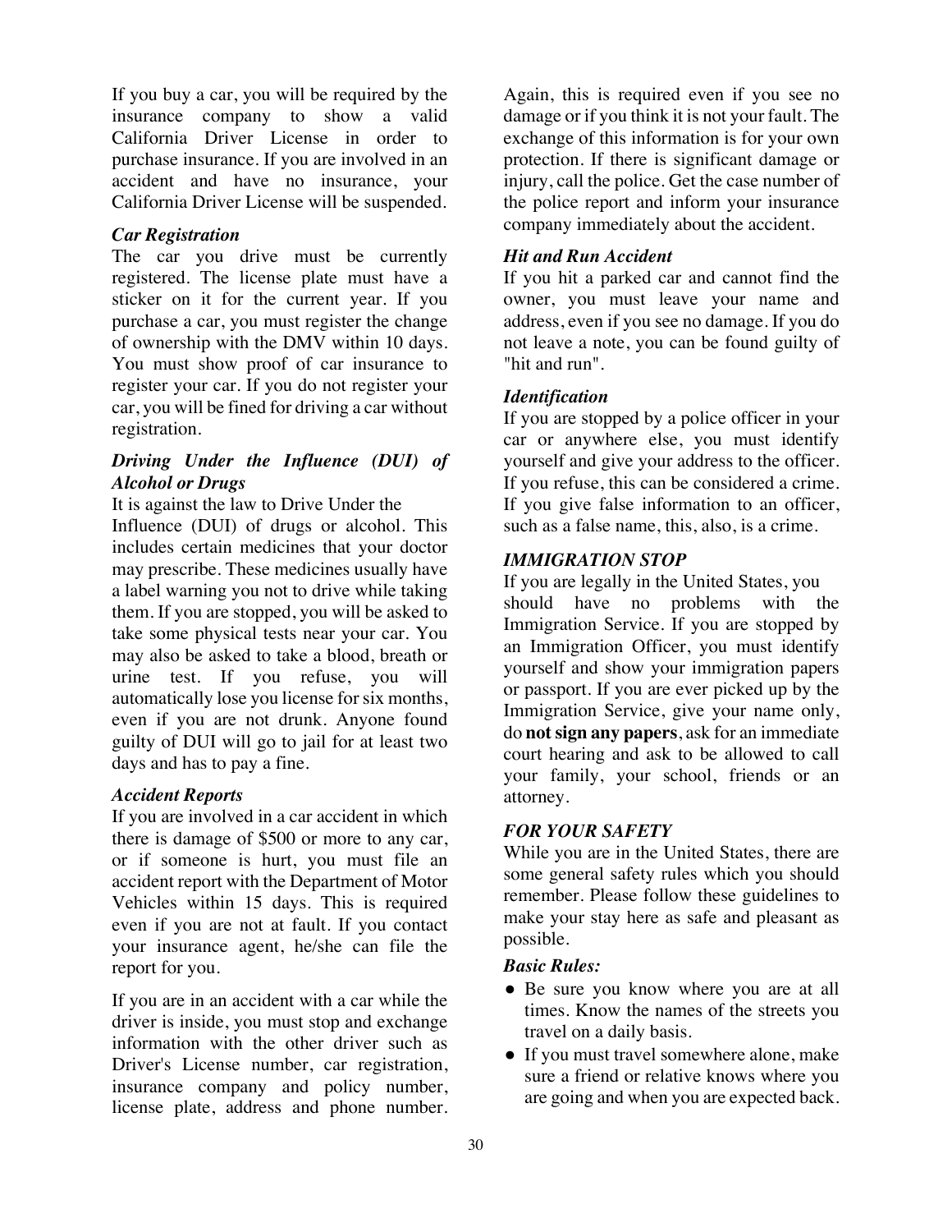If you buy a car, you will be required by the insurance company to show a valid California Driver License in order to purchase insurance. If you are involved in an accident and have no insurance, your California Driver License will be suspended.

### *Car Registration*

The car you drive must be currently registered. The license plate must have a sticker on it for the current year. If you purchase a car, you must register the change of ownership with the DMV within 10 days. You must show proof of car insurance to register your car. If you do not register your car, you will be fined for driving a car without registration.

### *Driving Under the Influence (DUI) of Alcohol or Drugs*

It is against the law to Drive Under the Influence (DUI) of drugs or alcohol. This includes certain medicines that your doctor may prescribe. These medicines usually have a label warning you not to drive while taking them. If you are stopped, you will be asked to take some physical tests near your car. You may also be asked to take a blood, breath or urine test. If you refuse, you will automatically lose you license for six months, even if you are not drunk. Anyone found guilty of DUI will go to jail for at least two days and has to pay a fine.

### *Accident Reports*

If you are involved in a car accident in which there is damage of $500 or more to any car, or if someone is hurt, you must file an accident report with the Department of Motor Vehicles within 15 days. This is required even if you are not at fault. If you contact your insurance agent, he/she can file the report for you.

If you are in an accident with a car while the driver is inside, you must stop and exchange information with the other driver such as Driver's License number, car registration, insurance company and policy number, license plate, address and phone number. Again, this is required even if you see no damage or if you think it is not your fault. The exchange of this information is for your own protection. If there is significant damage or injury, call the police. Get the case number of the police report and inform your insurance company immediately about the accident.

### *Hit and Run Accident*

If you hit a parked car and cannot find the owner, you must leave your name and address, even if you see no damage. If you do not leave a note, you can be found guilty of "hit and run".

### *Identification*

If you are stopped by a police officer in your car or anywhere else, you must identify yourself and give your address to the officer. If you refuse, this can be considered a crime. If you give false information to an officer, such as a false name, this, also, is a crime.

## *IMMIGRATION STOP*

If you are legally in the United States, you should have no problems with the Immigration Service. If you are stopped by an Immigration Officer, you must identify yourself and show your immigration papers or passport. If you are ever picked up by the Immigration Service, give your name only, do **not sign any papers**, ask for an immediate court hearing and ask to be allowed to call your family, your school, friends or an attorney.

## *FOR YOUR SAFETY*

While you are in the United States, there are some general safety rules which you should remember. Please follow these guidelines to make your stay here as safe and pleasant as possible.

### *Basic Rules:*

- Be sure you know where you are at all times. Know the names of the streets you travel on a daily basis.
- If you must travel somewhere alone, make sure a friend or relative knows where you are going and when you are expected back.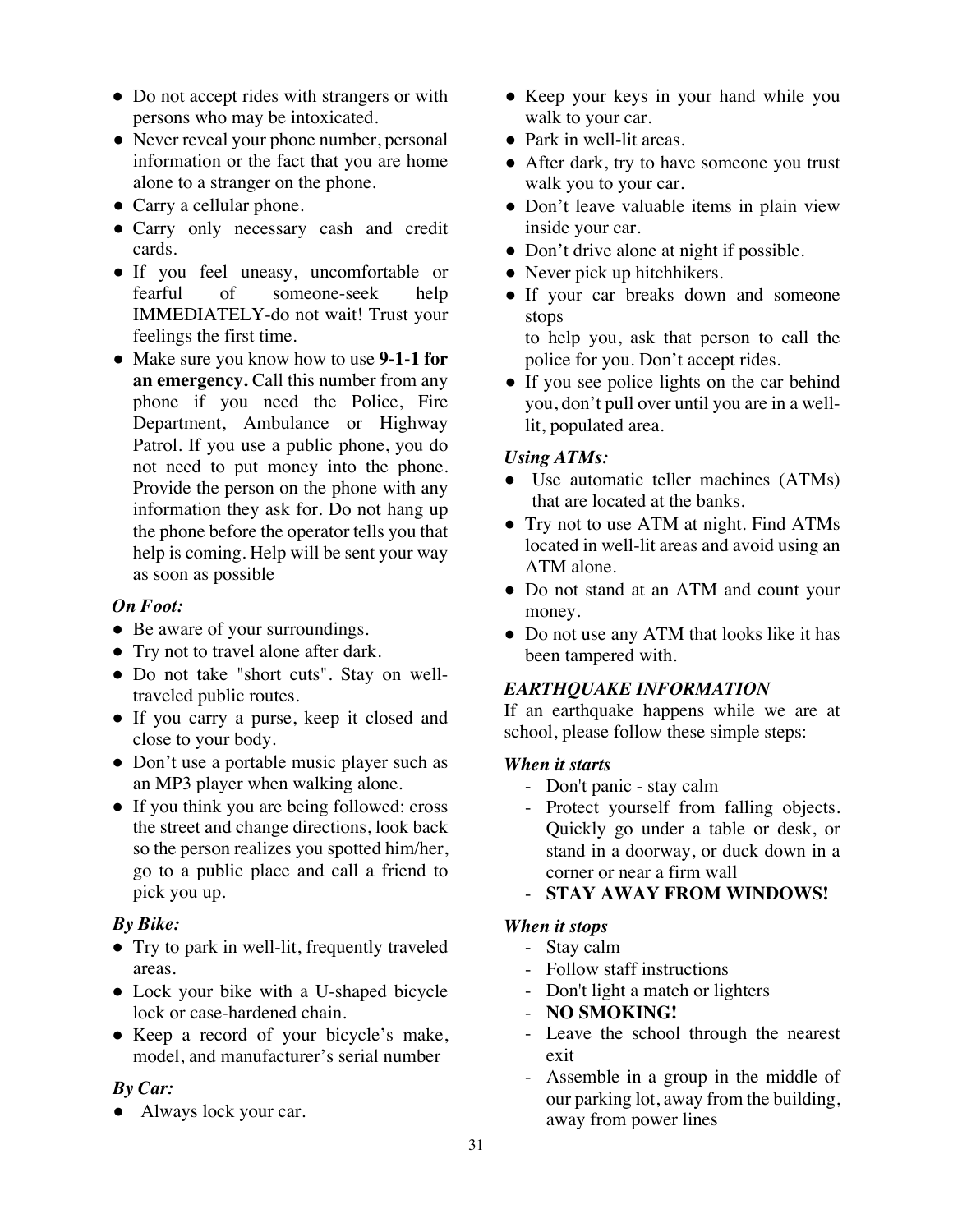- Do not accept rides with strangers or with persons who may be intoxicated.
- Never reveal your phone number, personal information or the fact that you are home alone to a stranger on the phone.
- Carry a cellular phone.
- Carry only necessary cash and credit cards.
- If you feel uneasy, uncomfortable or fearful of someone-seek help IMMEDIATELY-do not wait! Trust your feelings the first time.
- Make sure you know how to use **9-1-1 for an emergency.** Call this number from any phone if you need the Police, Fire Department, Ambulance or Highway Patrol. If you use a public phone, you do not need to put money into the phone. Provide the person on the phone with any information they ask for. Do not hang up the phone before the operator tells you that help is coming. Help will be sent your way as soon as possible

***On Foot:***

- Be aware of your surroundings.
- Try not to travel alone after dark.
- Do not take "short cuts". Stay on well-traveled public routes.
- If you carry a purse, keep it closed and close to your body.
- Don't use a portable music player such as an MP3 player when walking alone.
- If you think you are being followed: cross the street and change directions, look back so the person realizes you spotted him/her, go to a public place and call a friend to pick you up.

***By Bike:***

- Try to park in well-lit, frequently traveled areas.
- Lock your bike with a U-shaped bicycle lock or case-hardened chain.
- Keep a record of your bicycle's make, model, and manufacturer's serial number

***By Car:***

- Always lock your car.
- Keep your keys in your hand while you walk to your car.
- Park in well-lit areas.
- After dark, try to have someone you trust walk you to your car.
- Don't leave valuable items in plain view inside your car.
- Don't drive alone at night if possible.
- Never pick up hitchhikers.
- If your car breaks down and someone stops
  to help you, ask that person to call the police for you. Don't accept rides.
- If you see police lights on the car behind you, don't pull over until you are in a well-lit, populated area.

***Using ATMs:***

- Use automatic teller machines (ATMs) that are located at the banks.
- Try not to use ATM at night. Find ATMs located in well-lit areas and avoid using an ATM alone.
- Do not stand at an ATM and count your money.
- Do not use any ATM that looks like it has been tampered with.

***EARTHQUAKE INFORMATION***

If an earthquake happens while we are at school, please follow these simple steps:

***When it starts***

- Don't panic - stay calm
- Protect yourself from falling objects. Quickly go under a table or desk, or stand in a doorway, or duck down in a corner or near a firm wall
- **STAY AWAY FROM WINDOWS!**

***When it stops***

- Stay calm
- Follow staff instructions
- Don't light a match or lighters
- **NO SMOKING!**
- Leave the school through the nearest exit
- Assemble in a group in the middle of our parking lot, away from the building, away from power lines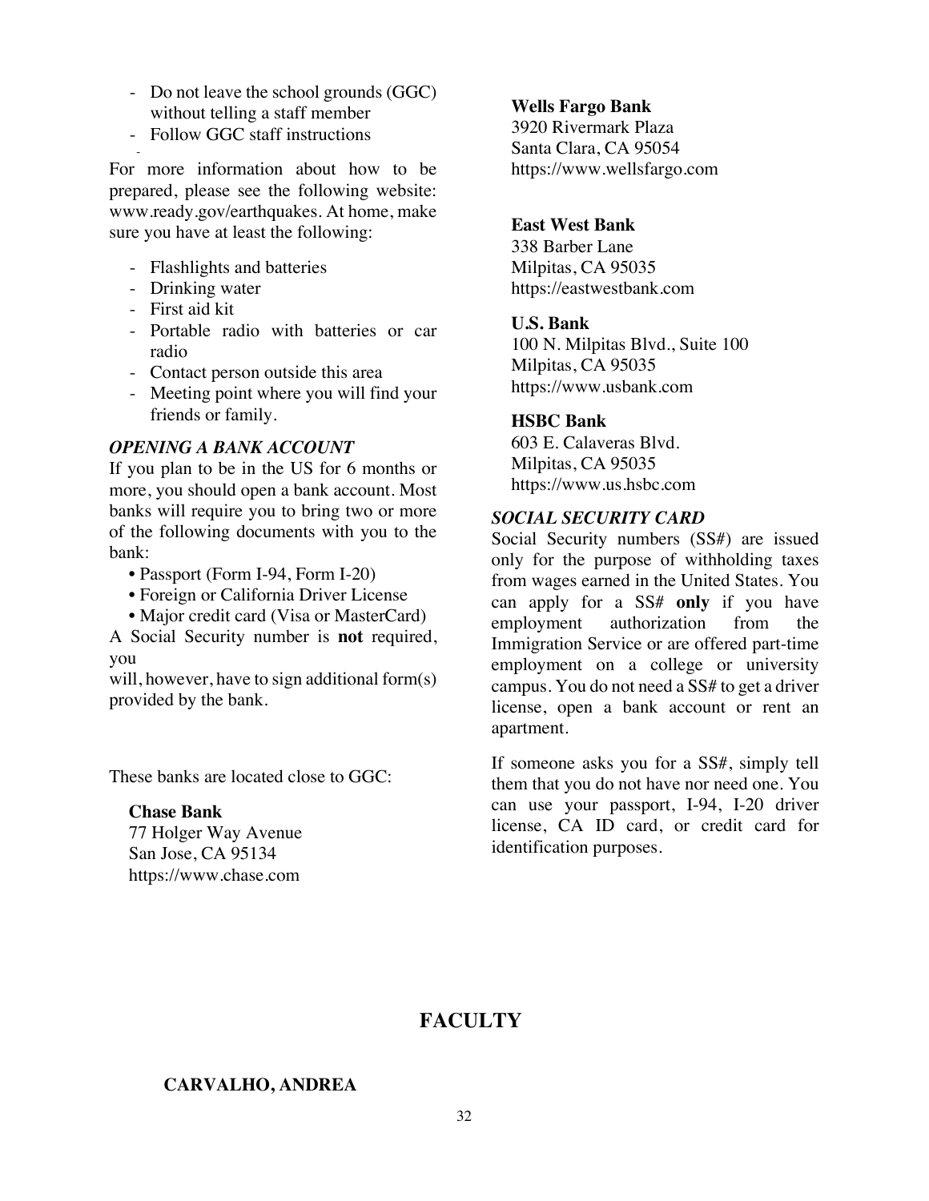- Do not leave the school grounds (GGC) without telling a staff member
- Follow GGC staff instructions

For more information about how to be prepared, please see the following website: www.ready.gov/earthquakes. At home, make sure you have at least the following:

- Flashlights and batteries
- Drinking water
- First aid kit
- Portable radio with batteries or car radio
- Contact person outside this area
- Meeting point where you will find your friends or family.

### *OPENING A BANK ACCOUNT*

If you plan to be in the US for 6 months or more, you should open a bank account. Most banks will require you to bring two or more of the following documents with you to the bank:

- Passport (Form I-94, Form I-20)
- Foreign or California Driver License
- Major credit card (Visa or MasterCard)

A Social Security number is **not** required, you
will, however, have to sign additional form(s) provided by the bank.

These banks are located close to GGC:

**Chase Bank**
77 Holger Way Avenue
San Jose, CA 95134
https://www.chase.com

**Wells Fargo Bank**
3920 Rivermark Plaza
Santa Clara, CA 95054
https://www.wellsfargo.com

**East West Bank**
338 Barber Lane
Milpitas, CA 95035
https://eastwestbank.com

**U.S. Bank**
100 N. Milpitas Blvd., Suite 100
Milpitas, CA 95035
https://www.usbank.com

**HSBC Bank**
603 E. Calaveras Blvd.
Milpitas, CA 95035
https://www.us.hsbc.com

### *SOCIAL SECURITY CARD*

Social Security numbers (SS#) are issued only for the purpose of withholding taxes from wages earned in the United States. You can apply for a SS# **only** if you have employment authorization from the Immigration Service or are offered part-time employment on a college or university campus. You do not need a SS# to get a driver license, open a bank account or rent an apartment.

If someone asks you for a SS#, simply tell them that you do not have nor need one. You can use your passport, I-94, I-20 driver license, CA ID card, or credit card for identification purposes.

# FACULTY

**CARVALHO, ANDREA**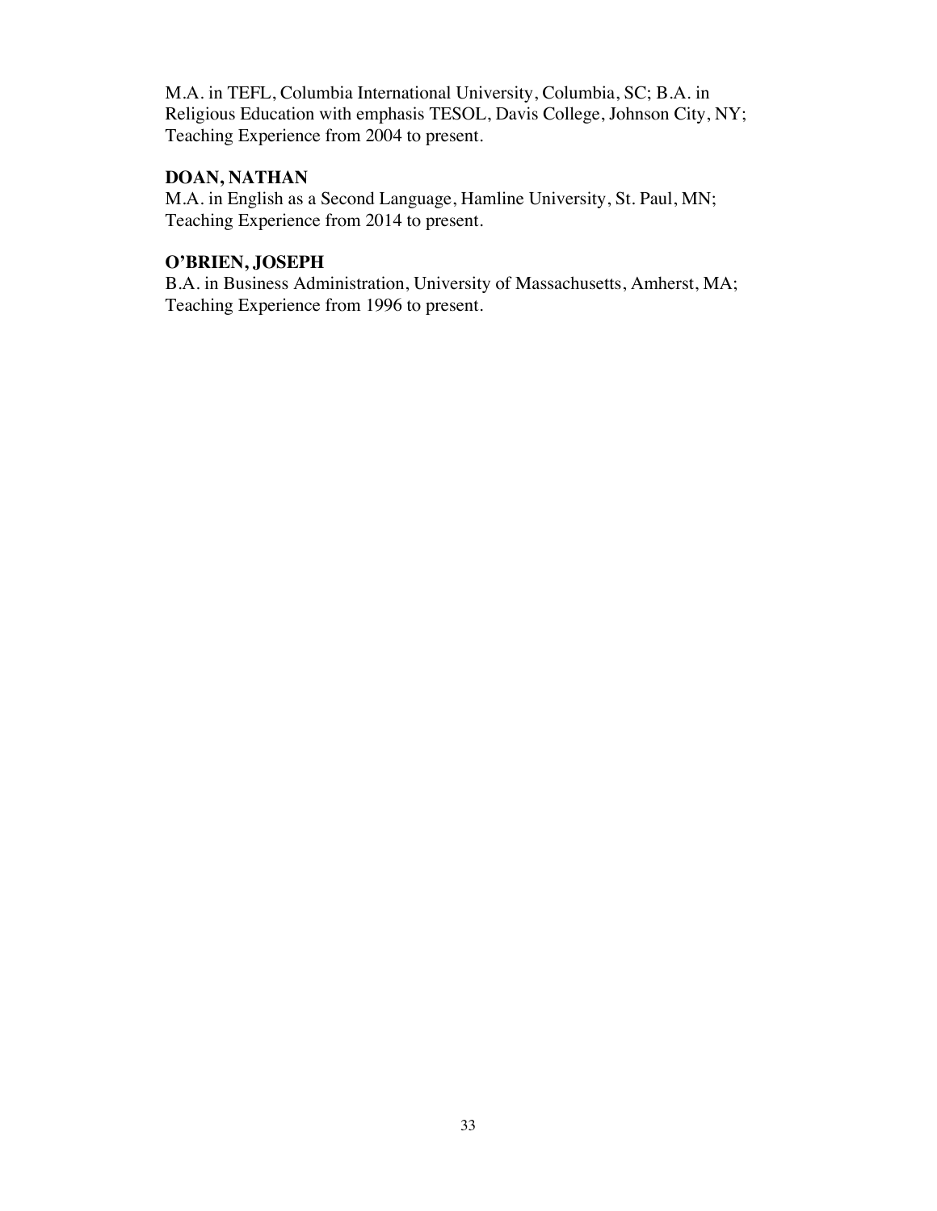M.A. in TEFL, Columbia International University, Columbia, SC; B.A. in Religious Education with emphasis TESOL, Davis College, Johnson City, NY; Teaching Experience from 2004 to present.

**DOAN, NATHAN**
M.A. in English as a Second Language, Hamline University, St. Paul, MN; Teaching Experience from 2014 to present.

**O'BRIEN, JOSEPH**
B.A. in Business Administration, University of Massachusetts, Amherst, MA; Teaching Experience from 1996 to present.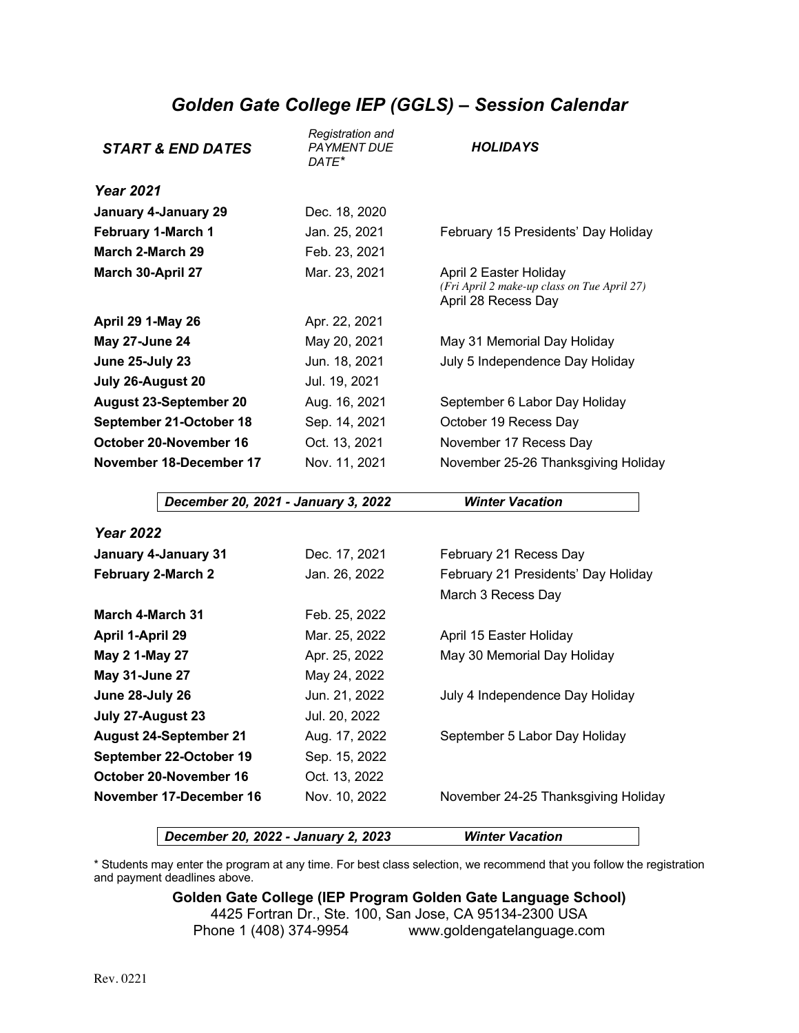# *Golden Gate College IEP (GGLS) – Session Calendar*

| ***START & END DATES*** | *Registration and PAYMENT DUE DATE** | ***HOLIDAYS*** |
|---|---|---|
| ***Year 2021*** | | |
| **January 4-January 29** | Dec. 18, 2020 | |
| **February 1-March 1** | Jan. 25, 2021 | February 15 Presidents' Day Holiday |
| **March 2-March 29** | Feb. 23, 2021 | |
| **March 30-April 27** | Mar. 23, 2021 | April 2 Easter Holiday *(Fri April 2 make-up class on Tue April 27)* April 28 Recess Day |
| **April 29 1-May 26** | Apr. 22, 2021 | |
| **May 27-June 24** | May 20, 2021 | May 31 Memorial Day Holiday |
| **June 25-July 23** | Jun. 18, 2021 | July 5 Independence Day Holiday |
| **July 26-August 20** | Jul. 19, 2021 | |
| **August 23-September 20** | Aug. 16, 2021 | September 6 Labor Day Holiday |
| **September 21-October 18** | Sep. 14, 2021 | October 19 Recess Day |
| **October 20-November 16** | Oct. 13, 2021 | November 17 Recess Day |
| **November 18-December 17** | Nov. 11, 2021 | November 25-26 Thanksgiving Holiday |

| | |
|---|---|
| ***December 20, 2021 - January 3, 2022*** | ***Winter Vacation*** |

| | | |
|---|---|---|
| ***Year 2022*** | | |
| **January 4-January 31** | Dec. 17, 2021 | February 21 Recess Day |
| **February 2-March 2** | Jan. 26, 2022 | February 21 Presidents' Day Holiday |
| | | March 3 Recess Day |
| **March 4-March 31** | Feb. 25, 2022 | |
| **April 1-April 29** | Mar. 25, 2022 | April 15 Easter Holiday |
| **May 2 1-May 27** | Apr. 25, 2022 | May 30 Memorial Day Holiday |
| **May 31-June 27** | May 24, 2022 | |
| **June 28-July 26** | Jun. 21, 2022 | July 4 Independence Day Holiday |
| **July 27-August 23** | Jul. 20, 2022 | |
| **August 24-September 21** | Aug. 17, 2022 | September 5 Labor Day Holiday |
| **September 22-October 19** | Sep. 15, 2022 | |
| **October 20-November 16** | Oct. 13, 2022 | |
| **November 17-December 16** | Nov. 10, 2022 | November 24-25 Thanksgiving Holiday |

| | |
|---|---|
| ***December 20, 2022 - January 2, 2023*** | ***Winter Vacation*** |

* Students may enter the program at any time. For best class selection, we recommend that you follow the registration and payment deadlines above.

**Golden Gate College (IEP Program Golden Gate Language School)**
4425 Fortran Dr., Ste. 100, San Jose, CA 95134-2300 USA
Phone 1 (408) 374-9954 www.goldengatelanguage.com

Rev. 0221